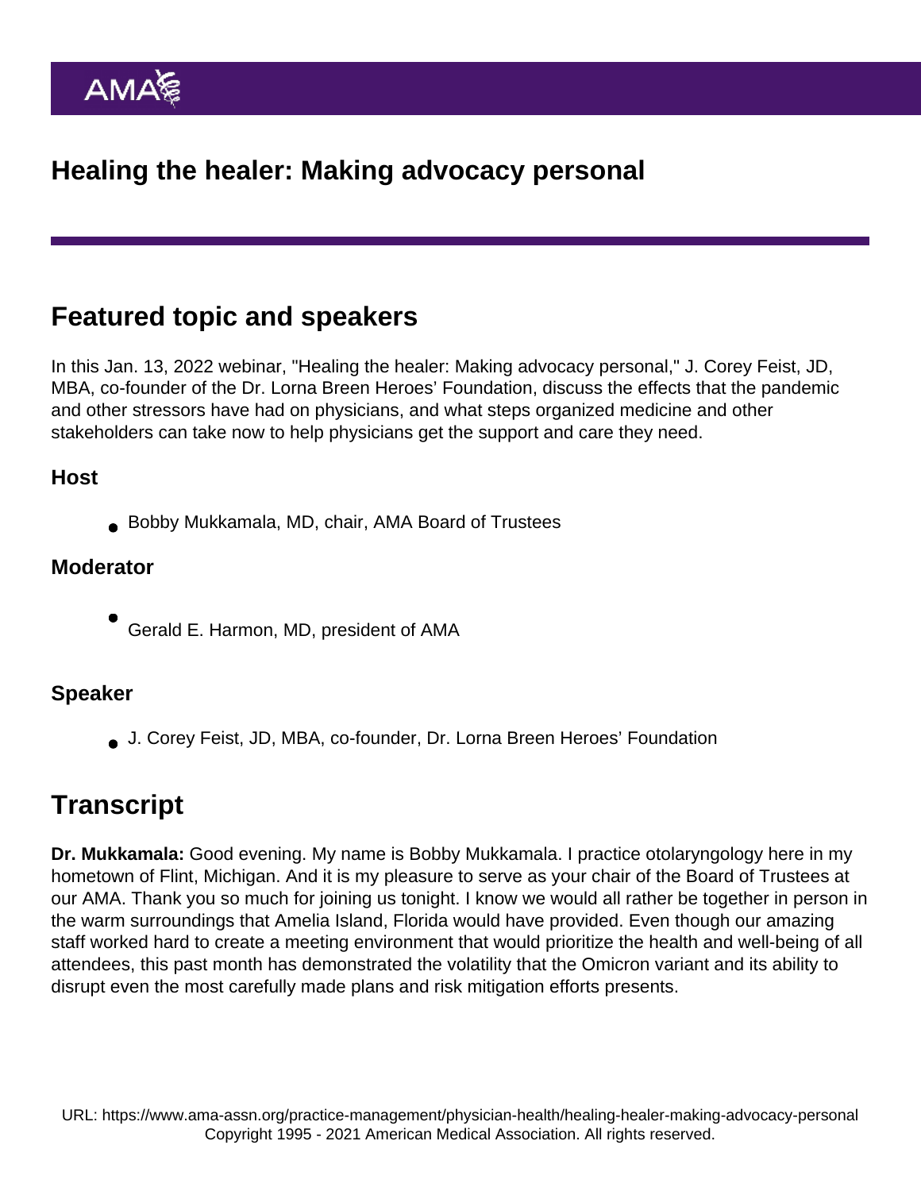# Healing the healer: Making advocacy personal

## Featured topic and speakers

In this Jan. 13, 2022 webinar, "Healing the healer: Making advocacy personal," J. Corey Feist, JD, MBA, co-founder of the Dr. Lorna Breen Heroes' Foundation, discuss the effects that the pandemic and other stressors have had on physicians, and what steps organized medicine and other stakeholders can take now to help physicians get the support and care they need.

### Host

- Bobby Mukkamala, MD, chair, AMA Board of Trustees

### Moderator

- Gerald E. Harmon, MD, president of AMA

### Speaker

- J. Corey Feist, JD, MBA, co-founder, Dr. Lorna Breen Heroes' Foundation

## Transcript

**Dr. Mukkamala:** Good evening. My name is Bobby Mukkamala. I practice otolaryngology here in my hometown of Flint, Michigan. And it is my pleasure to serve as your chair of the Board of Trustees at our AMA. Thank you so much for joining us tonight. I know we would all rather be together in person in the warm surroundings that Amelia Island, Florida would have provided. Even though our amazing staff worked hard to create a meeting environment that would prioritize the health and well-being of all attendees, this past month has demonstrated the volatility that the Omicron variant and its ability to disrupt even the most carefully made plans and risk mitigation efforts presents.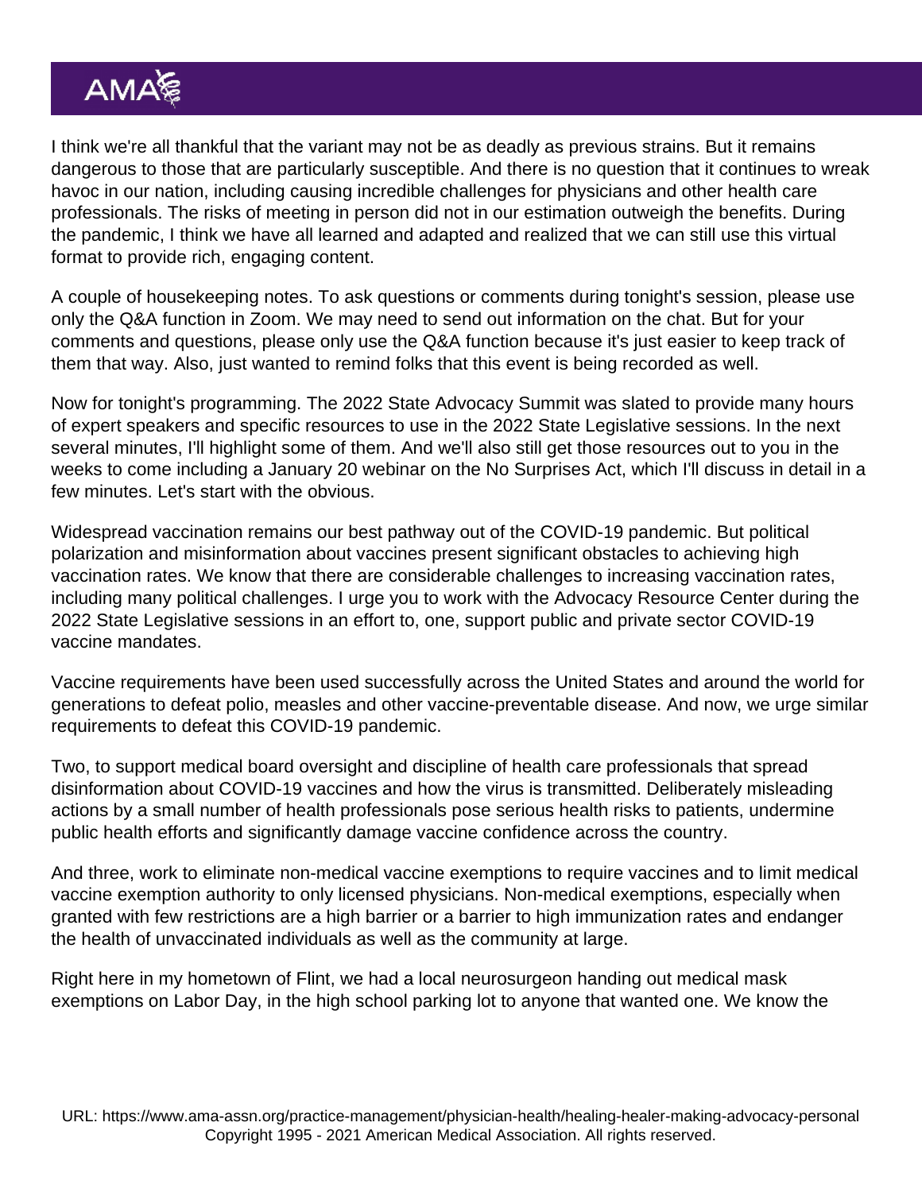I think we're all thankful that the variant may not be as deadly as previous strains. But it remains dangerous to those that are particularly susceptible. And there is no question that it continues to wreak havoc in our nation, including causing incredible challenges for physicians and other health care professionals. The risks of meeting in person did not in our estimation outweigh the benefits. During the pandemic, I think we have all learned and adapted and realized that we can still use this virtual format to provide rich, engaging content.

A couple of housekeeping notes. To ask questions or comments during tonight's session, please use only the Q&A function in Zoom. We may need to send out information on the chat. But for your comments and questions, please only use the Q&A function because it's just easier to keep track of them that way. Also, just wanted to remind folks that this event is being recorded as well.

Now for tonight's programming. The 2022 State Advocacy Summit was slated to provide many hours of expert speakers and specific resources to use in the 2022 State Legislative sessions. In the next several minutes, I'll highlight some of them. And we'll also still get those resources out to you in the weeks to come including a January 20 webinar on the No Surprises Act, which I'll discuss in detail in a few minutes. Let's start with the obvious.

Widespread vaccination remains our best pathway out of the COVID-19 pandemic. But political polarization and misinformation about vaccines present significant obstacles to achieving high vaccination rates. We know that there are considerable challenges to increasing vaccination rates, including many political challenges. I urge you to work with the Advocacy Resource Center during the 2022 State Legislative sessions in an effort to, one, support public and private sector COVID-19 vaccine mandates.

Vaccine requirements have been used successfully across the United States and around the world for generations to defeat polio, measles and other vaccine-preventable disease. And now, we urge similar requirements to defeat this COVID-19 pandemic.

Two, to support medical board oversight and discipline of health care professionals that spread disinformation about COVID-19 vaccines and how the virus is transmitted. Deliberately misleading actions by a small number of health professionals pose serious health risks to patients, undermine public health efforts and significantly damage vaccine confidence across the country.

And three, work to eliminate non-medical vaccine exemptions to require vaccines and to limit medical vaccine exemption authority to only licensed physicians. Non-medical exemptions, especially when granted with few restrictions are a high barrier or a barrier to high immunization rates and endanger the health of unvaccinated individuals as well as the community at large.

Right here in my hometown of Flint, we had a local neurosurgeon handing out medical mask exemptions on Labor Day, in the high school parking lot to anyone that wanted one. We know the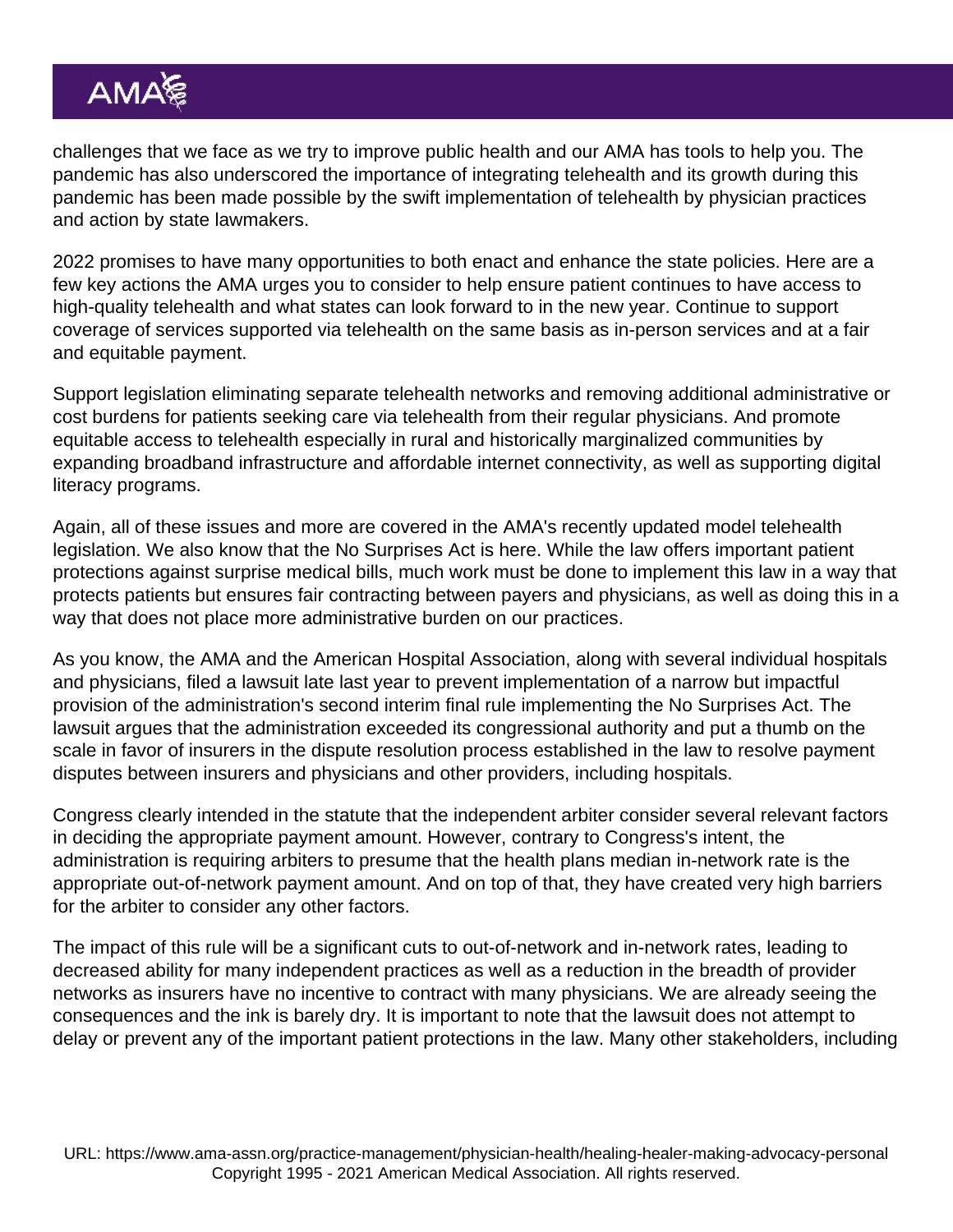challenges that we face as we try to improve public health and our AMA has tools to help you. The pandemic has also underscored the importance of integrating telehealth and its growth during this pandemic has been made possible by the swift implementation of telehealth by physician practices and action by state lawmakers.

2022 promises to have many opportunities to both enact and enhance the state policies. Here are a few key actions the AMA urges you to consider to help ensure patient continues to have access to high-quality telehealth and what states can look forward to in the new year. Continue to support coverage of services supported via telehealth on the same basis as in-person services and at a fair and equitable payment.

Support legislation eliminating separate telehealth networks and removing additional administrative or cost burdens for patients seeking care via telehealth from their regular physicians. And promote equitable access to telehealth especially in rural and historically marginalized communities by expanding broadband infrastructure and affordable internet connectivity, as well as supporting digital literacy programs.

Again, all of these issues and more are covered in the AMA's recently updated model telehealth legislation. We also know that the No Surprises Act is here. While the law offers important patient protections against surprise medical bills, much work must be done to implement this law in a way that protects patients but ensures fair contracting between payers and physicians, as well as doing this in a way that does not place more administrative burden on our practices.

As you know, the AMA and the American Hospital Association, along with several individual hospitals and physicians, filed a lawsuit late last year to prevent implementation of a narrow but impactful provision of the administration's second interim final rule implementing the No Surprises Act. The lawsuit argues that the administration exceeded its congressional authority and put a thumb on the scale in favor of insurers in the dispute resolution process established in the law to resolve payment disputes between insurers and physicians and other providers, including hospitals.

Congress clearly intended in the statute that the independent arbiter consider several relevant factors in deciding the appropriate payment amount. However, contrary to Congress's intent, the administration is requiring arbiters to presume that the health plans median in-network rate is the appropriate out-of-network payment amount. And on top of that, they have created very high barriers for the arbiter to consider any other factors.

The impact of this rule will be a significant cuts to out-of-network and in-network rates, leading to decreased ability for many independent practices as well as a reduction in the breadth of provider networks as insurers have no incentive to contract with many physicians. We are already seeing the consequences and the ink is barely dry. It is important to note that the lawsuit does not attempt to delay or prevent any of the important patient protections in the law. Many other stakeholders, including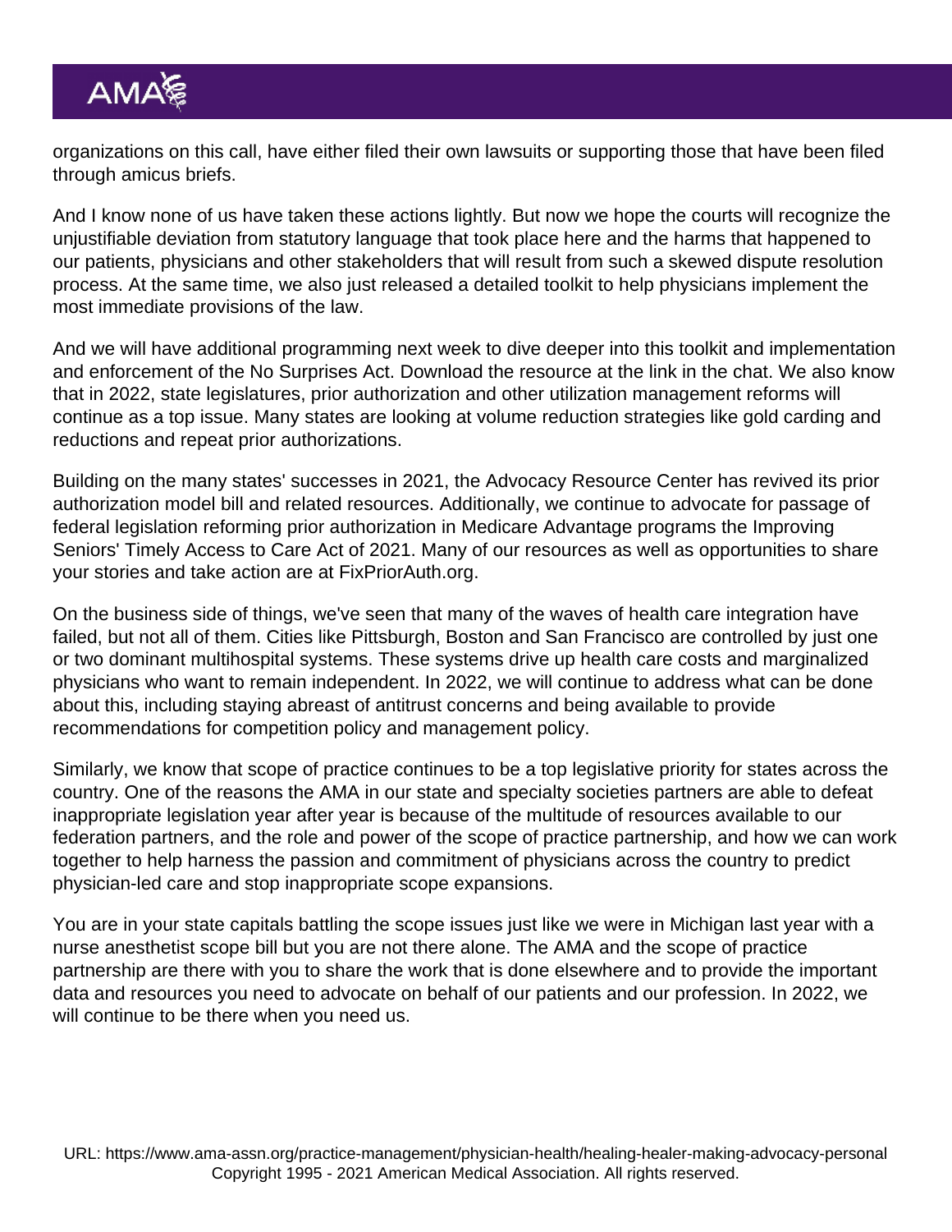organizations on this call, have either filed their own lawsuits or supporting those that have been filed through amicus briefs.

And I know none of us have taken these actions lightly. But now we hope the courts will recognize the unjustifiable deviation from statutory language that took place here and the harms that happened to our patients, physicians and other stakeholders that will result from such a skewed dispute resolution process. At the same time, we also just released a detailed toolkit to help physicians implement the most immediate provisions of the law.

And we will have additional programming next week to dive deeper into this toolkit and implementation and enforcement of the No Surprises Act. Download the resource at the link in the chat. We also know that in 2022, state legislatures, prior authorization and other utilization management reforms will continue as a top issue. Many states are looking at volume reduction strategies like gold carding and reductions and repeat prior authorizations.

Building on the many states' successes in 2021, the Advocacy Resource Center has revived its prior authorization model bill and related resources. Additionally, we continue to advocate for passage of federal legislation reforming prior authorization in Medicare Advantage programs the Improving Seniors' Timely Access to Care Act of 2021. Many of our resources as well as opportunities to share your stories and take action are at FixPriorAuth.org.

On the business side of things, we've seen that many of the waves of health care integration have failed, but not all of them. Cities like Pittsburgh, Boston and San Francisco are controlled by just one or two dominant multihospital systems. These systems drive up health care costs and marginalized physicians who want to remain independent. In 2022, we will continue to address what can be done about this, including staying abreast of antitrust concerns and being available to provide recommendations for competition policy and management policy.

Similarly, we know that scope of practice continues to be a top legislative priority for states across the country. One of the reasons the AMA in our state and specialty societies partners are able to defeat inappropriate legislation year after year is because of the multitude of resources available to our federation partners, and the role and power of the scope of practice partnership, and how we can work together to help harness the passion and commitment of physicians across the country to predict physician-led care and stop inappropriate scope expansions.

You are in your state capitals battling the scope issues just like we were in Michigan last year with a nurse anesthetist scope bill but you are not there alone. The AMA and the scope of practice partnership are there with you to share the work that is done elsewhere and to provide the important data and resources you need to advocate on behalf of our patients and our profession. In 2022, we will continue to be there when you need us.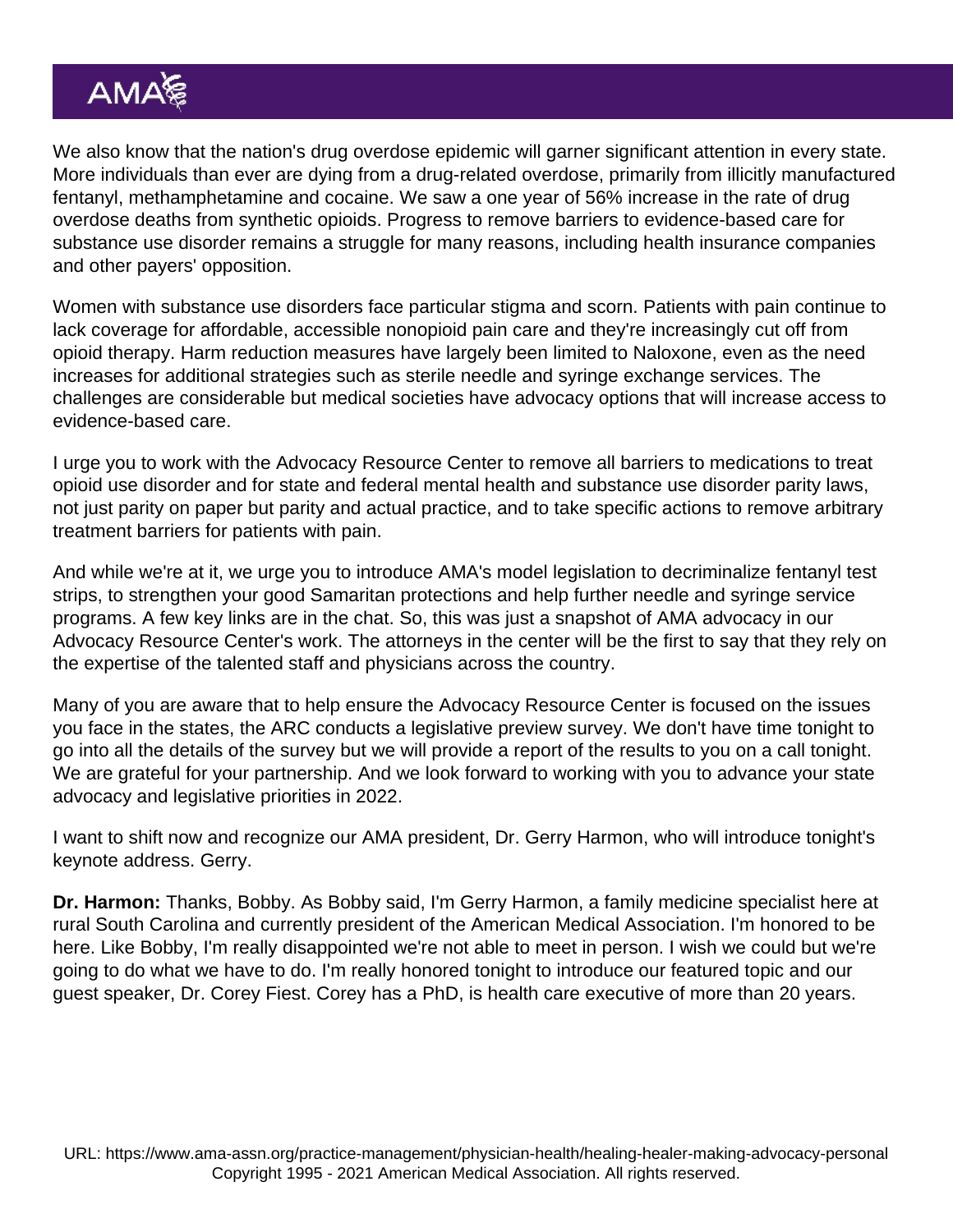We also know that the nation's drug overdose epidemic will garner significant attention in every state. More individuals than ever are dying from a drug-related overdose, primarily from illicitly manufactured fentanyl, methamphetamine and cocaine. We saw a one year of 56% increase in the rate of drug overdose deaths from synthetic opioids. Progress to remove barriers to evidence-based care for substance use disorder remains a struggle for many reasons, including health insurance companies and other payers' opposition.

Women with substance use disorders face particular stigma and scorn. Patients with pain continue to lack coverage for affordable, accessible nonopioid pain care and they're increasingly cut off from opioid therapy. Harm reduction measures have largely been limited to Naloxone, even as the need increases for additional strategies such as sterile needle and syringe exchange services. The challenges are considerable but medical societies have advocacy options that will increase access to evidence-based care.

I urge you to work with the Advocacy Resource Center to remove all barriers to medications to treat opioid use disorder and for state and federal mental health and substance use disorder parity laws, not just parity on paper but parity and actual practice, and to take specific actions to remove arbitrary treatment barriers for patients with pain.

And while we're at it, we urge you to introduce AMA's model legislation to decriminalize fentanyl test strips, to strengthen your good Samaritan protections and help further needle and syringe service programs. A few key links are in the chat. So, this was just a snapshot of AMA advocacy in our Advocacy Resource Center's work. The attorneys in the center will be the first to say that they rely on the expertise of the talented staff and physicians across the country.

Many of you are aware that to help ensure the Advocacy Resource Center is focused on the issues you face in the states, the ARC conducts a legislative preview survey. We don't have time tonight to go into all the details of the survey but we will provide a report of the results to you on a call tonight. We are grateful for your partnership. And we look forward to working with you to advance your state advocacy and legislative priorities in 2022.

I want to shift now and recognize our AMA president, Dr. Gerry Harmon, who will introduce tonight's keynote address. Gerry.

**Dr. Harmon:** Thanks, Bobby. As Bobby said, I'm Gerry Harmon, a family medicine specialist here at rural South Carolina and currently president of the American Medical Association. I'm honored to be here. Like Bobby, I'm really disappointed we're not able to meet in person. I wish we could but we're going to do what we have to do. I'm really honored tonight to introduce our featured topic and our guest speaker, Dr. Corey Fiest. Corey has a PhD, is health care executive of more than 20 years.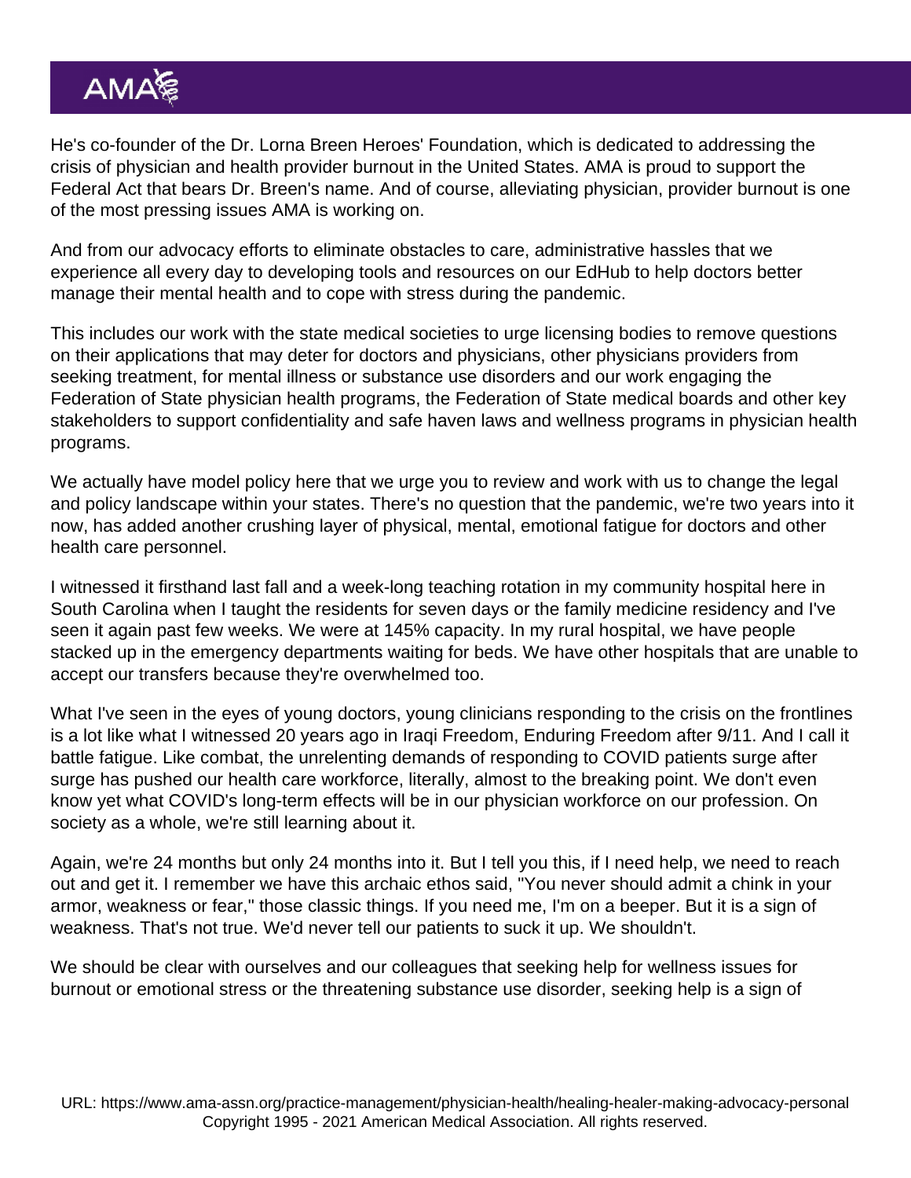He's co-founder of the Dr. Lorna Breen Heroes' Foundation, which is dedicated to addressing the crisis of physician and health provider burnout in the United States. AMA is proud to support the Federal Act that bears Dr. Breen's name. And of course, alleviating physician, provider burnout is one of the most pressing issues AMA is working on.

And from our advocacy efforts to eliminate obstacles to care, administrative hassles that we experience all every day to developing tools and resources on our EdHub to help doctors better manage their mental health and to cope with stress during the pandemic.

This includes our work with the state medical societies to urge licensing bodies to remove questions on their applications that may deter for doctors and physicians, other physicians providers from seeking treatment, for mental illness or substance use disorders and our work engaging the Federation of State physician health programs, the Federation of State medical boards and other key stakeholders to support confidentiality and safe haven laws and wellness programs in physician health programs.

We actually have model policy here that we urge you to review and work with us to change the legal and policy landscape within your states. There's no question that the pandemic, we're two years into it now, has added another crushing layer of physical, mental, emotional fatigue for doctors and other health care personnel.

I witnessed it firsthand last fall and a week-long teaching rotation in my community hospital here in South Carolina when I taught the residents for seven days or the family medicine residency and I've seen it again past few weeks. We were at 145% capacity. In my rural hospital, we have people stacked up in the emergency departments waiting for beds. We have other hospitals that are unable to accept our transfers because they're overwhelmed too.

What I've seen in the eyes of young doctors, young clinicians responding to the crisis on the frontlines is a lot like what I witnessed 20 years ago in Iraqi Freedom, Enduring Freedom after 9/11. And I call it battle fatigue. Like combat, the unrelenting demands of responding to COVID patients surge after surge has pushed our health care workforce, literally, almost to the breaking point. We don't even know yet what COVID's long-term effects will be in our physician workforce on our profession. On society as a whole, we're still learning about it.

Again, we're 24 months but only 24 months into it. But I tell you this, if I need help, we need to reach out and get it. I remember we have this archaic ethos said, "You never should admit a chink in your armor, weakness or fear," those classic things. If you need me, I'm on a beeper. But it is a sign of weakness. That's not true. We'd never tell our patients to suck it up. We shouldn't.

We should be clear with ourselves and our colleagues that seeking help for wellness issues for burnout or emotional stress or the threatening substance use disorder, seeking help is a sign of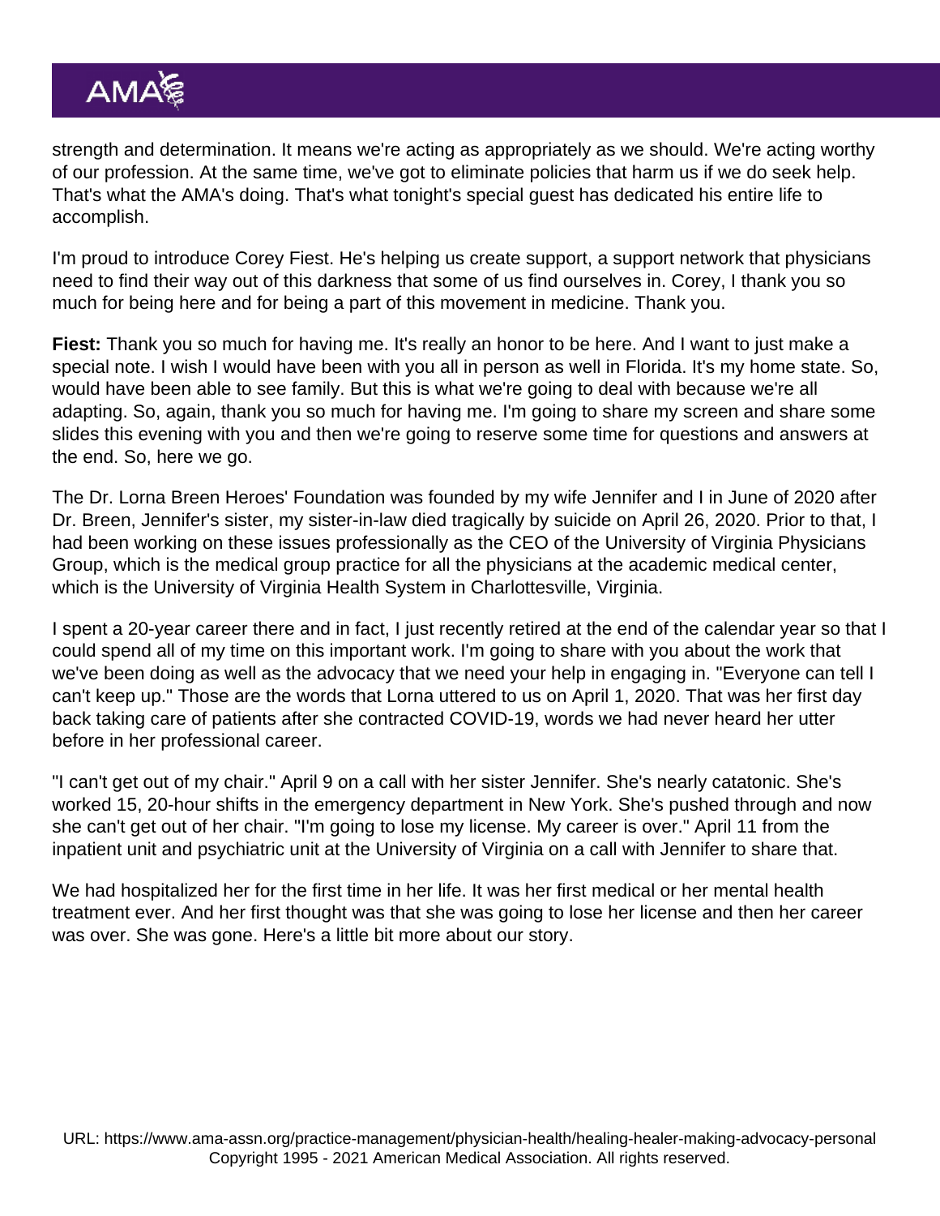strength and determination. It means we're acting as appropriately as we should. We're acting worthy of our profession. At the same time, we've got to eliminate policies that harm us if we do seek help. That's what the AMA's doing. That's what tonight's special guest has dedicated his entire life to accomplish.

I'm proud to introduce Corey Fiest. He's helping us create support, a support network that physicians need to find their way out of this darkness that some of us find ourselves in. Corey, I thank you so much for being here and for being a part of this movement in medicine. Thank you.

**Fiest:** Thank you so much for having me. It's really an honor to be here. And I want to just make a special note. I wish I would have been with you all in person as well in Florida. It's my home state. So, would have been able to see family. But this is what we're going to deal with because we're all adapting. So, again, thank you so much for having me. I'm going to share my screen and share some slides this evening with you and then we're going to reserve some time for questions and answers at the end. So, here we go.

The Dr. Lorna Breen Heroes' Foundation was founded by my wife Jennifer and I in June of 2020 after Dr. Breen, Jennifer's sister, my sister-in-law died tragically by suicide on April 26, 2020. Prior to that, I had been working on these issues professionally as the CEO of the University of Virginia Physicians Group, which is the medical group practice for all the physicians at the academic medical center, which is the University of Virginia Health System in Charlottesville, Virginia.

I spent a 20-year career there and in fact, I just recently retired at the end of the calendar year so that I could spend all of my time on this important work. I'm going to share with you about the work that we've been doing as well as the advocacy that we need your help in engaging in. "Everyone can tell I can't keep up." Those are the words that Lorna uttered to us on April 1, 2020. That was her first day back taking care of patients after she contracted COVID-19, words we had never heard her utter before in her professional career.

"I can't get out of my chair." April 9 on a call with her sister Jennifer. She's nearly catatonic. She's worked 15, 20-hour shifts in the emergency department in New York. She's pushed through and now she can't get out of her chair. "I'm going to lose my license. My career is over." April 11 from the inpatient unit and psychiatric unit at the University of Virginia on a call with Jennifer to share that.

We had hospitalized her for the first time in her life. It was her first medical or her mental health treatment ever. And her first thought was that she was going to lose her license and then her career was over. She was gone. Here's a little bit more about our story.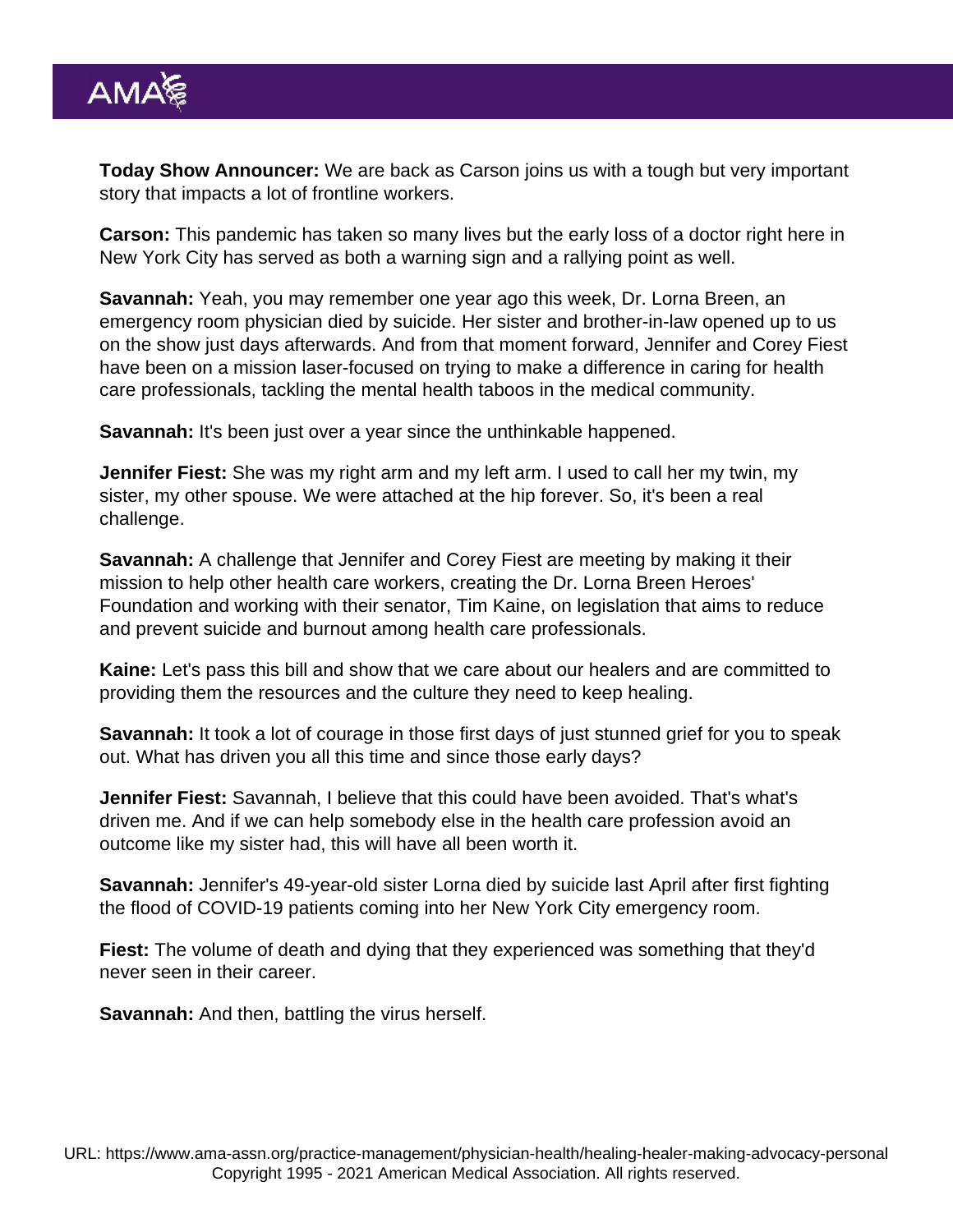**Today Show Announcer:** We are back as Carson joins us with a tough but very important story that impacts a lot of frontline workers.

**Carson:** This pandemic has taken so many lives but the early loss of a doctor right here in New York City has served as both a warning sign and a rallying point as well.

**Savannah:** Yeah, you may remember one year ago this week, Dr. Lorna Breen, an emergency room physician died by suicide. Her sister and brother-in-law opened up to us on the show just days afterwards. And from that moment forward, Jennifer and Corey Fiest have been on a mission laser-focused on trying to make a difference in caring for health care professionals, tackling the mental health taboos in the medical community.

**Savannah:** It's been just over a year since the unthinkable happened.

**Jennifer Fiest:** She was my right arm and my left arm. I used to call her my twin, my sister, my other spouse. We were attached at the hip forever. So, it's been a real challenge.

**Savannah:** A challenge that Jennifer and Corey Fiest are meeting by making it their mission to help other health care workers, creating the Dr. Lorna Breen Heroes' Foundation and working with their senator, Tim Kaine, on legislation that aims to reduce and prevent suicide and burnout among health care professionals.

**Kaine:** Let's pass this bill and show that we care about our healers and are committed to providing them the resources and the culture they need to keep healing.

**Savannah:** It took a lot of courage in those first days of just stunned grief for you to speak out. What has driven you all this time and since those early days?

**Jennifer Fiest:** Savannah, I believe that this could have been avoided. That's what's driven me. And if we can help somebody else in the health care profession avoid an outcome like my sister had, this will have all been worth it.

**Savannah:** Jennifer's 49-year-old sister Lorna died by suicide last April after first fighting the flood of COVID-19 patients coming into her New York City emergency room.

**Fiest:** The volume of death and dying that they experienced was something that they'd never seen in their career.

**Savannah:** And then, battling the virus herself.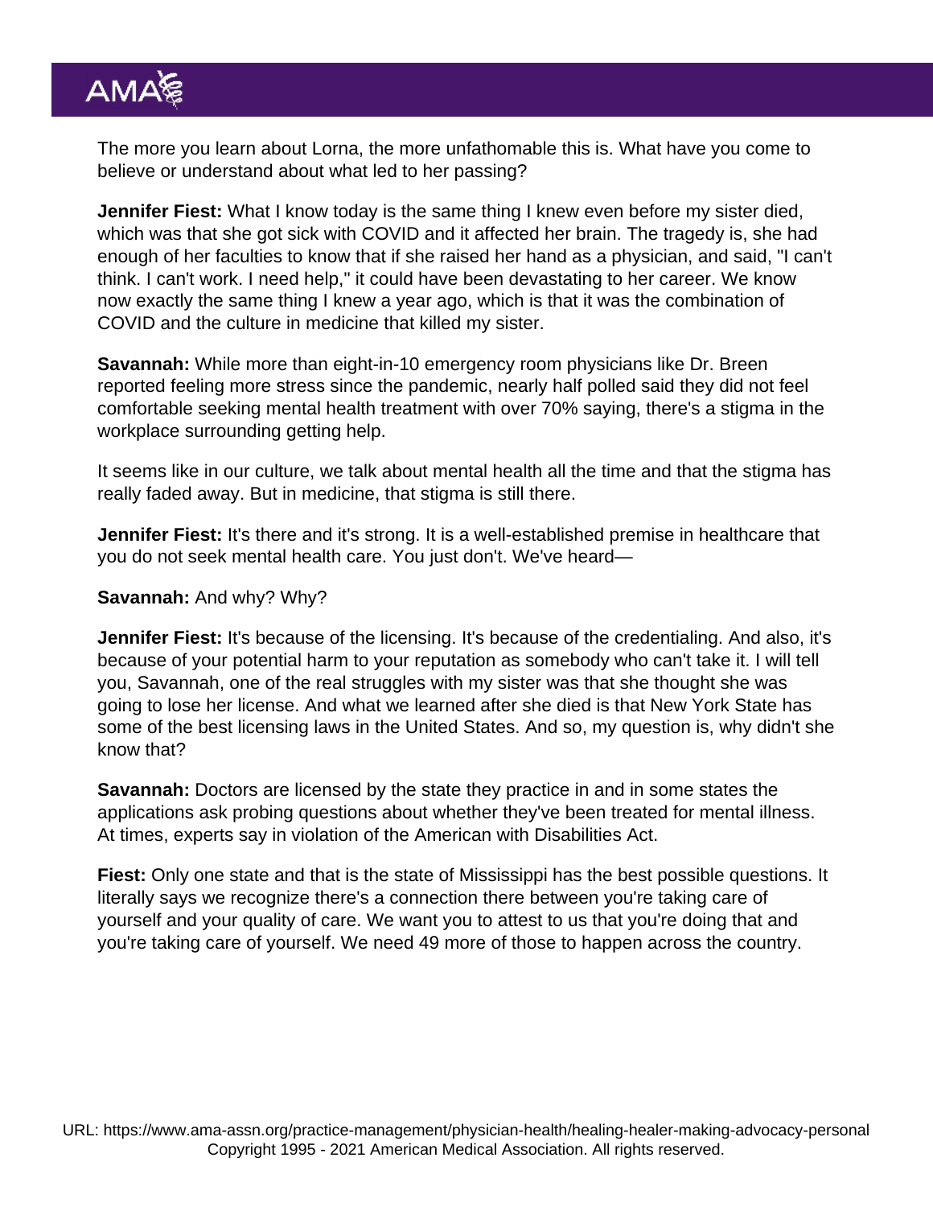The more you learn about Lorna, the more unfathomable this is. What have you come to believe or understand about what led to her passing?

**Jennifer Fiest:** What I know today is the same thing I knew even before my sister died, which was that she got sick with COVID and it affected her brain. The tragedy is, she had enough of her faculties to know that if she raised her hand as a physician, and said, "I can't think. I can't work. I need help," it could have been devastating to her career. We know now exactly the same thing I knew a year ago, which is that it was the combination of COVID and the culture in medicine that killed my sister.

**Savannah:** While more than eight-in-10 emergency room physicians like Dr. Breen reported feeling more stress since the pandemic, nearly half polled said they did not feel comfortable seeking mental health treatment with over 70% saying, there's a stigma in the workplace surrounding getting help.

It seems like in our culture, we talk about mental health all the time and that the stigma has really faded away. But in medicine, that stigma is still there.

**Jennifer Fiest:** It's there and it's strong. It is a well-established premise in healthcare that you do not seek mental health care. You just don't. We've heard—

**Savannah:** And why? Why?

**Jennifer Fiest:** It's because of the licensing. It's because of the credentialing. And also, it's because of your potential harm to your reputation as somebody who can't take it. I will tell you, Savannah, one of the real struggles with my sister was that she thought she was going to lose her license. And what we learned after she died is that New York State has some of the best licensing laws in the United States. And so, my question is, why didn't she know that?

**Savannah:** Doctors are licensed by the state they practice in and in some states the applications ask probing questions about whether they've been treated for mental illness. At times, experts say in violation of the American with Disabilities Act.

**Fiest:** Only one state and that is the state of Mississippi has the best possible questions. It literally says we recognize there's a connection there between you're taking care of yourself and your quality of care. We want you to attest to us that you're doing that and you're taking care of yourself. We need 49 more of those to happen across the country.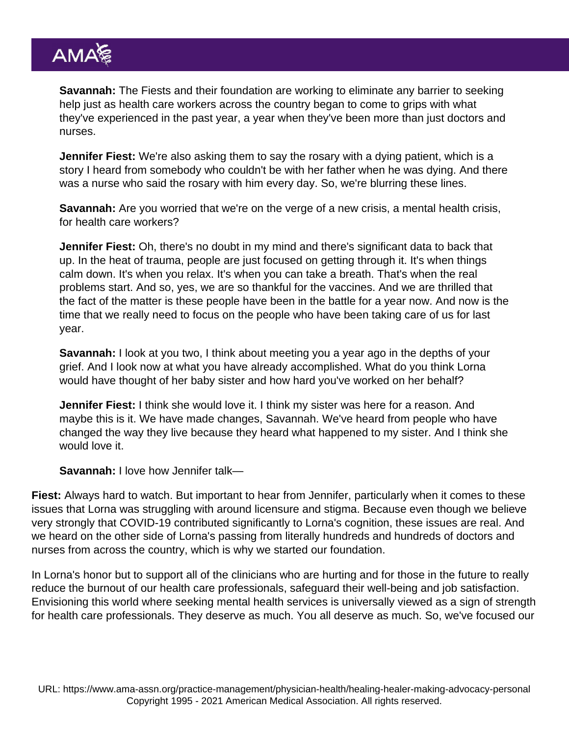**Savannah:** The Fiests and their foundation are working to eliminate any barrier to seeking help just as health care workers across the country began to come to grips with what they've experienced in the past year, a year when they've been more than just doctors and nurses.

**Jennifer Fiest:** We're also asking them to say the rosary with a dying patient, which is a story I heard from somebody who couldn't be with her father when he was dying. And there was a nurse who said the rosary with him every day. So, we're blurring these lines.

**Savannah:** Are you worried that we're on the verge of a new crisis, a mental health crisis, for health care workers?

**Jennifer Fiest:** Oh, there's no doubt in my mind and there's significant data to back that up. In the heat of trauma, people are just focused on getting through it. It's when things calm down. It's when you relax. It's when you can take a breath. That's when the real problems start. And so, yes, we are so thankful for the vaccines. And we are thrilled that the fact of the matter is these people have been in the battle for a year now. And now is the time that we really need to focus on the people who have been taking care of us for last year.

**Savannah:** I look at you two, I think about meeting you a year ago in the depths of your grief. And I look now at what you have already accomplished. What do you think Lorna would have thought of her baby sister and how hard you've worked on her behalf?

**Jennifer Fiest:** I think she would love it. I think my sister was here for a reason. And maybe this is it. We have made changes, Savannah. We've heard from people who have changed the way they live because they heard what happened to my sister. And I think she would love it.

**Savannah:** I love how Jennifer talk—

**Fiest:** Always hard to watch. But important to hear from Jennifer, particularly when it comes to these issues that Lorna was struggling with around licensure and stigma. Because even though we believe very strongly that COVID-19 contributed significantly to Lorna's cognition, these issues are real. And we heard on the other side of Lorna's passing from literally hundreds and hundreds of doctors and nurses from across the country, which is why we started our foundation.

In Lorna's honor but to support all of the clinicians who are hurting and for those in the future to really reduce the burnout of our health care professionals, safeguard their well-being and job satisfaction. Envisioning this world where seeking mental health services is universally viewed as a sign of strength for health care professionals. They deserve as much. You all deserve as much. So, we've focused our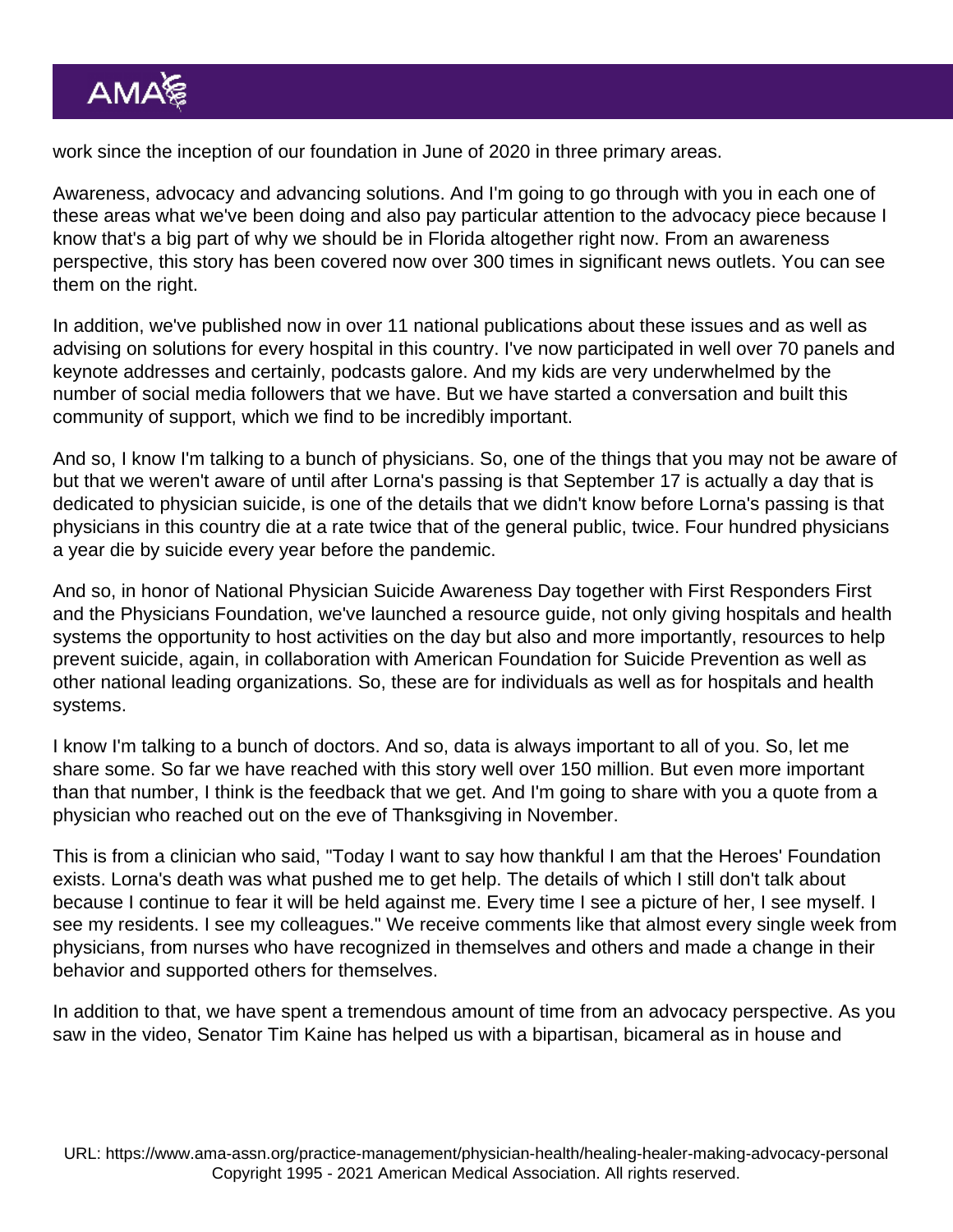work since the inception of our foundation in June of 2020 in three primary areas.

Awareness, advocacy and advancing solutions. And I'm going to go through with you in each one of these areas what we've been doing and also pay particular attention to the advocacy piece because I know that's a big part of why we should be in Florida altogether right now. From an awareness perspective, this story has been covered now over 300 times in significant news outlets. You can see them on the right.

In addition, we've published now in over 11 national publications about these issues and as well as advising on solutions for every hospital in this country. I've now participated in well over 70 panels and keynote addresses and certainly, podcasts galore. And my kids are very underwhelmed by the number of social media followers that we have. But we have started a conversation and built this community of support, which we find to be incredibly important.

And so, I know I'm talking to a bunch of physicians. So, one of the things that you may not be aware of but that we weren't aware of until after Lorna's passing is that September 17 is actually a day that is dedicated to physician suicide, is one of the details that we didn't know before Lorna's passing is that physicians in this country die at a rate twice that of the general public, twice. Four hundred physicians a year die by suicide every year before the pandemic.

And so, in honor of National Physician Suicide Awareness Day together with First Responders First and the Physicians Foundation, we've launched a resource guide, not only giving hospitals and health systems the opportunity to host activities on the day but also and more importantly, resources to help prevent suicide, again, in collaboration with American Foundation for Suicide Prevention as well as other national leading organizations. So, these are for individuals as well as for hospitals and health systems.

I know I'm talking to a bunch of doctors. And so, data is always important to all of you. So, let me share some. So far we have reached with this story well over 150 million. But even more important than that number, I think is the feedback that we get. And I'm going to share with you a quote from a physician who reached out on the eve of Thanksgiving in November.

This is from a clinician who said, "Today I want to say how thankful I am that the Heroes' Foundation exists. Lorna's death was what pushed me to get help. The details of which I still don't talk about because I continue to fear it will be held against me. Every time I see a picture of her, I see myself. I see my residents. I see my colleagues." We receive comments like that almost every single week from physicians, from nurses who have recognized in themselves and others and made a change in their behavior and supported others for themselves.

In addition to that, we have spent a tremendous amount of time from an advocacy perspective. As you saw in the video, Senator Tim Kaine has helped us with a bipartisan, bicameral as in house and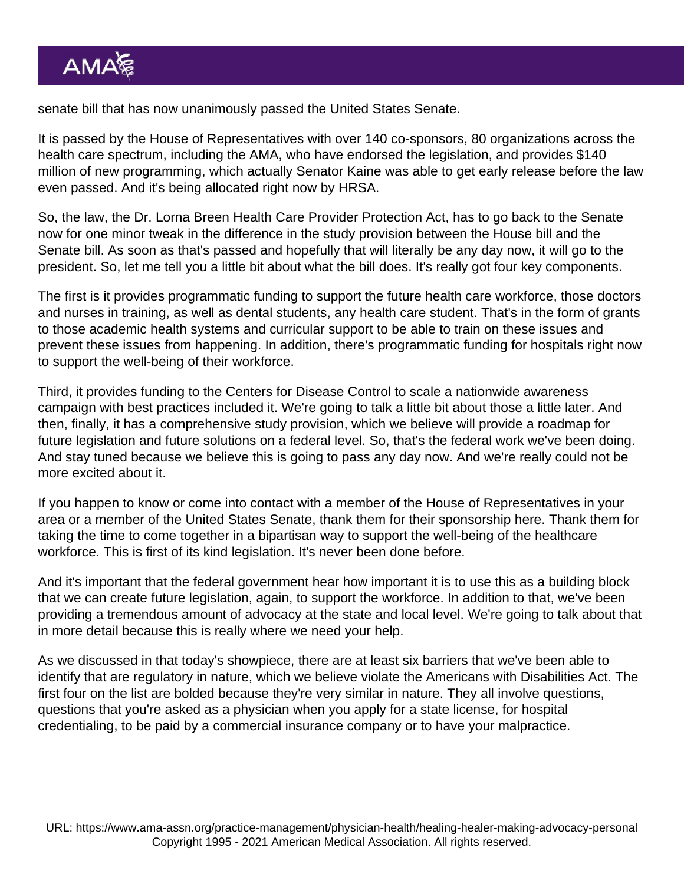senate bill that has now unanimously passed the United States Senate.

It is passed by the House of Representatives with over 140 co-sponsors, 80 organizations across the health care spectrum, including the AMA, who have endorsed the legislation, and provides $140 million of new programming, which actually Senator Kaine was able to get early release before the law even passed. And it's being allocated right now by HRSA.

So, the law, the Dr. Lorna Breen Health Care Provider Protection Act, has to go back to the Senate now for one minor tweak in the difference in the study provision between the House bill and the Senate bill. As soon as that's passed and hopefully that will literally be any day now, it will go to the president. So, let me tell you a little bit about what the bill does. It's really got four key components.

The first is it provides programmatic funding to support the future health care workforce, those doctors and nurses in training, as well as dental students, any health care student. That's in the form of grants to those academic health systems and curricular support to be able to train on these issues and prevent these issues from happening. In addition, there's programmatic funding for hospitals right now to support the well-being of their workforce.

Third, it provides funding to the Centers for Disease Control to scale a nationwide awareness campaign with best practices included it. We're going to talk a little bit about those a little later. And then, finally, it has a comprehensive study provision, which we believe will provide a roadmap for future legislation and future solutions on a federal level. So, that's the federal work we've been doing. And stay tuned because we believe this is going to pass any day now. And we're really could not be more excited about it.

If you happen to know or come into contact with a member of the House of Representatives in your area or a member of the United States Senate, thank them for their sponsorship here. Thank them for taking the time to come together in a bipartisan way to support the well-being of the healthcare workforce. This is first of its kind legislation. It's never been done before.

And it's important that the federal government hear how important it is to use this as a building block that we can create future legislation, again, to support the workforce. In addition to that, we've been providing a tremendous amount of advocacy at the state and local level. We're going to talk about that in more detail because this is really where we need your help.

As we discussed in that today's showpiece, there are at least six barriers that we've been able to identify that are regulatory in nature, which we believe violate the Americans with Disabilities Act. The first four on the list are bolded because they're very similar in nature. They all involve questions, questions that you're asked as a physician when you apply for a state license, for hospital credentialing, to be paid by a commercial insurance company or to have your malpractice.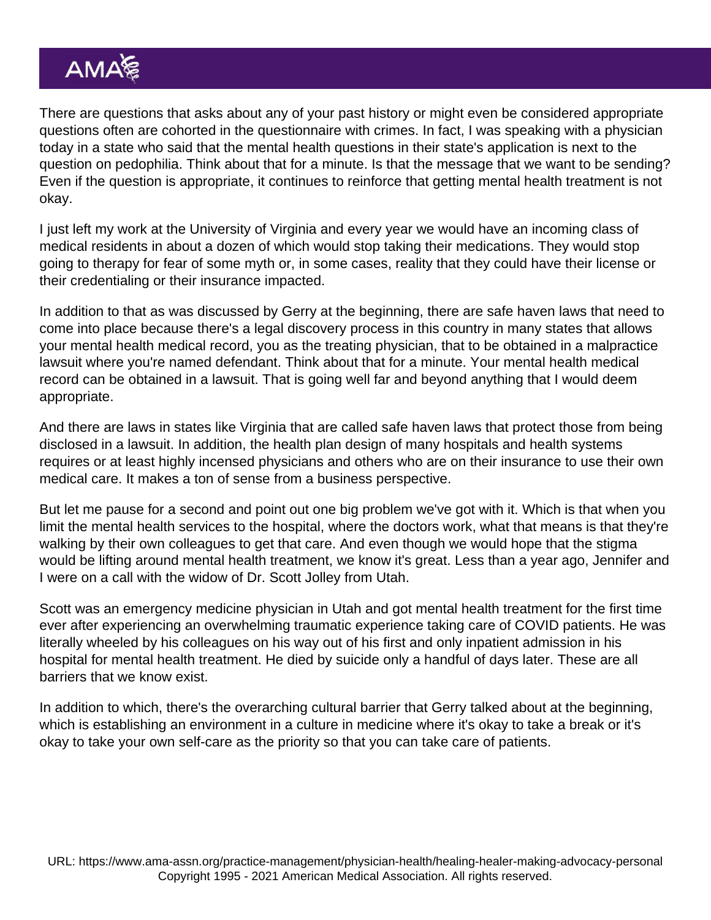There are questions that asks about any of your past history or might even be considered appropriate questions often are cohorted in the questionnaire with crimes. In fact, I was speaking with a physician today in a state who said that the mental health questions in their state's application is next to the question on pedophilia. Think about that for a minute. Is that the message that we want to be sending? Even if the question is appropriate, it continues to reinforce that getting mental health treatment is not okay.

I just left my work at the University of Virginia and every year we would have an incoming class of medical residents in about a dozen of which would stop taking their medications. They would stop going to therapy for fear of some myth or, in some cases, reality that they could have their license or their credentialing or their insurance impacted.

In addition to that as was discussed by Gerry at the beginning, there are safe haven laws that need to come into place because there's a legal discovery process in this country in many states that allows your mental health medical record, you as the treating physician, that to be obtained in a malpractice lawsuit where you're named defendant. Think about that for a minute. Your mental health medical record can be obtained in a lawsuit. That is going well far and beyond anything that I would deem appropriate.

And there are laws in states like Virginia that are called safe haven laws that protect those from being disclosed in a lawsuit. In addition, the health plan design of many hospitals and health systems requires or at least highly incensed physicians and others who are on their insurance to use their own medical care. It makes a ton of sense from a business perspective.

But let me pause for a second and point out one big problem we've got with it. Which is that when you limit the mental health services to the hospital, where the doctors work, what that means is that they're walking by their own colleagues to get that care. And even though we would hope that the stigma would be lifting around mental health treatment, we know it's great. Less than a year ago, Jennifer and I were on a call with the widow of Dr. Scott Jolley from Utah.

Scott was an emergency medicine physician in Utah and got mental health treatment for the first time ever after experiencing an overwhelming traumatic experience taking care of COVID patients. He was literally wheeled by his colleagues on his way out of his first and only inpatient admission in his hospital for mental health treatment. He died by suicide only a handful of days later. These are all barriers that we know exist.

In addition to which, there's the overarching cultural barrier that Gerry talked about at the beginning, which is establishing an environment in a culture in medicine where it's okay to take a break or it's okay to take your own self-care as the priority so that you can take care of patients.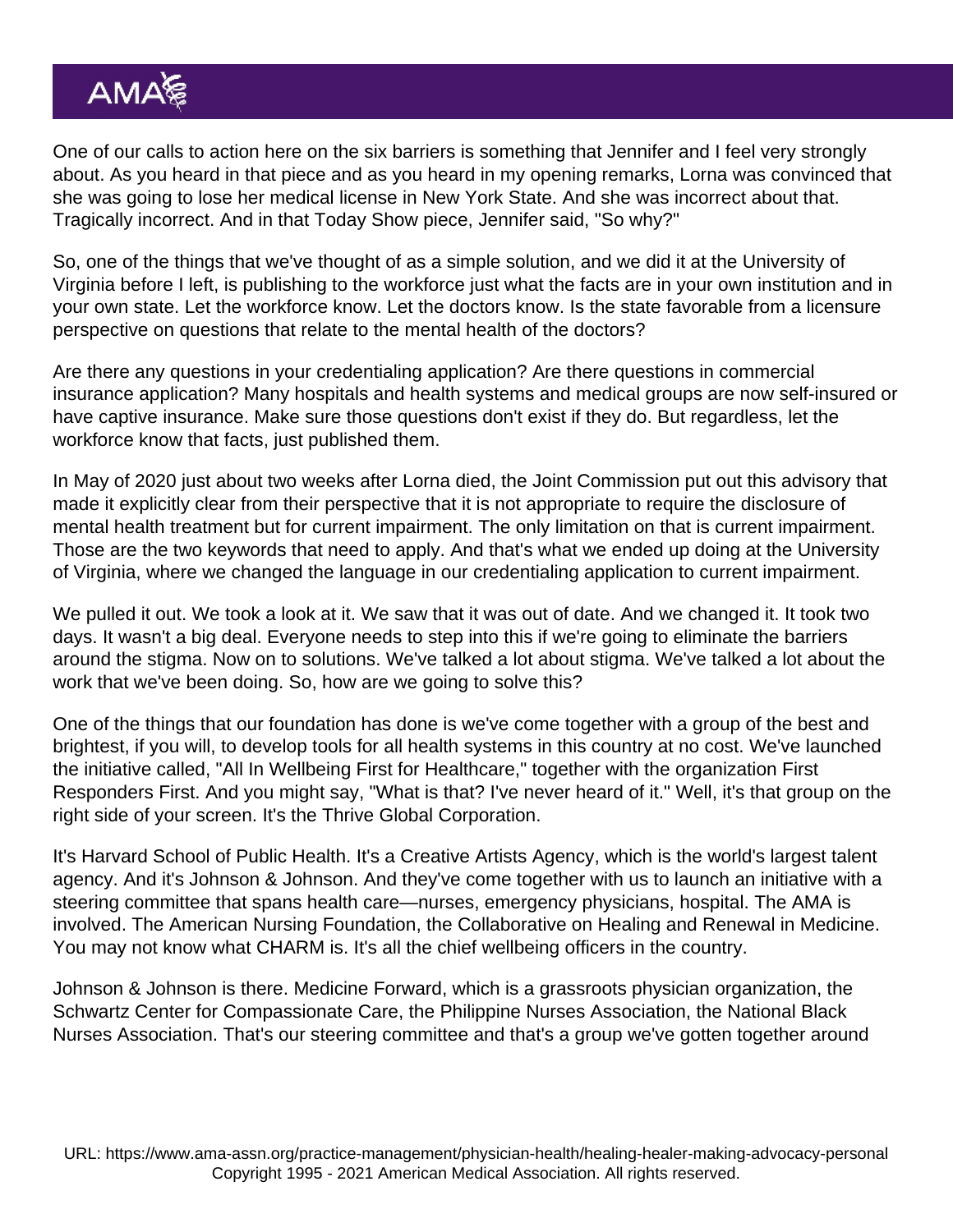One of our calls to action here on the six barriers is something that Jennifer and I feel very strongly about. As you heard in that piece and as you heard in my opening remarks, Lorna was convinced that she was going to lose her medical license in New York State. And she was incorrect about that. Tragically incorrect. And in that Today Show piece, Jennifer said, "So why?"

So, one of the things that we've thought of as a simple solution, and we did it at the University of Virginia before I left, is publishing to the workforce just what the facts are in your own institution and in your own state. Let the workforce know. Let the doctors know. Is the state favorable from a licensure perspective on questions that relate to the mental health of the doctors?

Are there any questions in your credentialing application? Are there questions in commercial insurance application? Many hospitals and health systems and medical groups are now self-insured or have captive insurance. Make sure those questions don't exist if they do. But regardless, let the workforce know that facts, just published them.

In May of 2020 just about two weeks after Lorna died, the Joint Commission put out this advisory that made it explicitly clear from their perspective that it is not appropriate to require the disclosure of mental health treatment but for current impairment. The only limitation on that is current impairment. Those are the two keywords that need to apply. And that's what we ended up doing at the University of Virginia, where we changed the language in our credentialing application to current impairment.

We pulled it out. We took a look at it. We saw that it was out of date. And we changed it. It took two days. It wasn't a big deal. Everyone needs to step into this if we're going to eliminate the barriers around the stigma. Now on to solutions. We've talked a lot about stigma. We've talked a lot about the work that we've been doing. So, how are we going to solve this?

One of the things that our foundation has done is we've come together with a group of the best and brightest, if you will, to develop tools for all health systems in this country at no cost. We've launched the initiative called, "All In Wellbeing First for Healthcare," together with the organization First Responders First. And you might say, "What is that? I've never heard of it." Well, it's that group on the right side of your screen. It's the Thrive Global Corporation.

It's Harvard School of Public Health. It's a Creative Artists Agency, which is the world's largest talent agency. And it's Johnson & Johnson. And they've come together with us to launch an initiative with a steering committee that spans health care—nurses, emergency physicians, hospital. The AMA is involved. The American Nursing Foundation, the Collaborative on Healing and Renewal in Medicine. You may not know what CHARM is. It's all the chief wellbeing officers in the country.

Johnson & Johnson is there. Medicine Forward, which is a grassroots physician organization, the Schwartz Center for Compassionate Care, the Philippine Nurses Association, the National Black Nurses Association. That's our steering committee and that's a group we've gotten together around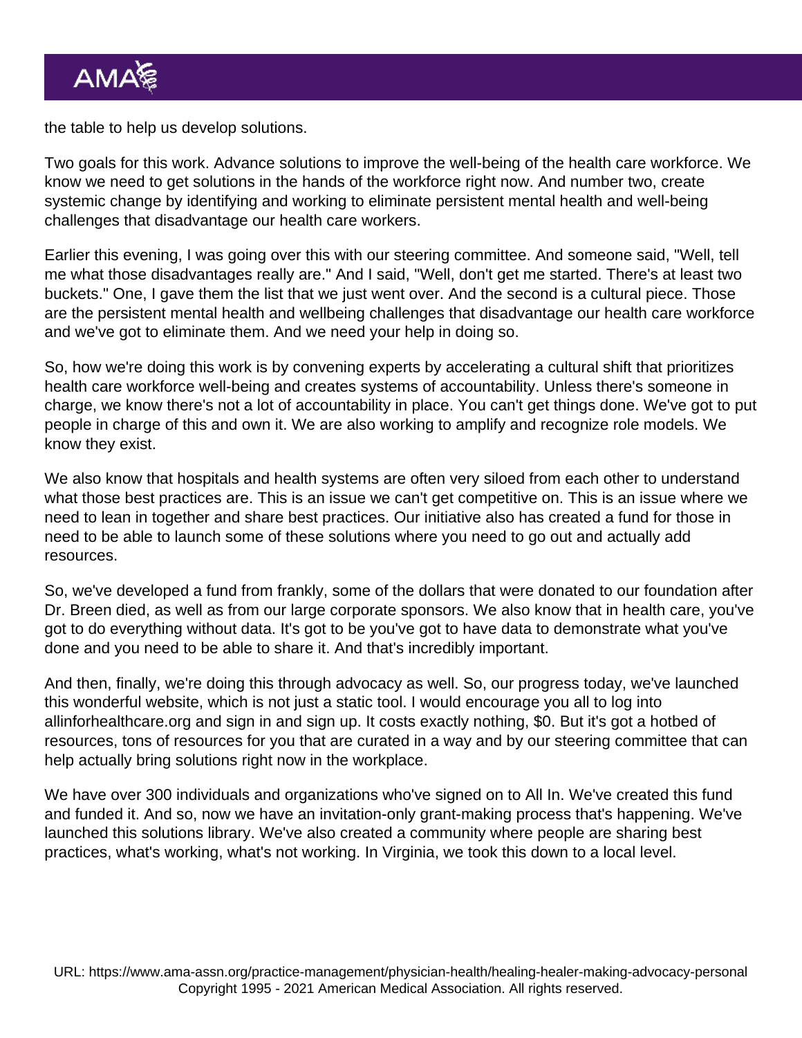the table to help us develop solutions.

Two goals for this work. Advance solutions to improve the well-being of the health care workforce. We know we need to get solutions in the hands of the workforce right now. And number two, create systemic change by identifying and working to eliminate persistent mental health and well-being challenges that disadvantage our health care workers.

Earlier this evening, I was going over this with our steering committee. And someone said, "Well, tell me what those disadvantages really are." And I said, "Well, don't get me started. There's at least two buckets." One, I gave them the list that we just went over. And the second is a cultural piece. Those are the persistent mental health and wellbeing challenges that disadvantage our health care workforce and we've got to eliminate them. And we need your help in doing so.

So, how we're doing this work is by convening experts by accelerating a cultural shift that prioritizes health care workforce well-being and creates systems of accountability. Unless there's someone in charge, we know there's not a lot of accountability in place. You can't get things done. We've got to put people in charge of this and own it. We are also working to amplify and recognize role models. We know they exist.

We also know that hospitals and health systems are often very siloed from each other to understand what those best practices are. This is an issue we can't get competitive on. This is an issue where we need to lean in together and share best practices. Our initiative also has created a fund for those in need to be able to launch some of these solutions where you need to go out and actually add resources.

So, we've developed a fund from frankly, some of the dollars that were donated to our foundation after Dr. Breen died, as well as from our large corporate sponsors. We also know that in health care, you've got to do everything without data. It's got to be you've got to have data to demonstrate what you've done and you need to be able to share it. And that's incredibly important.

And then, finally, we're doing this through advocacy as well. So, our progress today, we've launched this wonderful website, which is not just a static tool. I would encourage you all to log into allinforhealthcare.org and sign in and sign up. It costs exactly nothing, $0. But it's got a hotbed of resources, tons of resources for you that are curated in a way and by our steering committee that can help actually bring solutions right now in the workplace.

We have over 300 individuals and organizations who've signed on to All In. We've created this fund and funded it. And so, now we have an invitation-only grant-making process that's happening. We've launched this solutions library. We've also created a community where people are sharing best practices, what's working, what's not working. In Virginia, we took this down to a local level.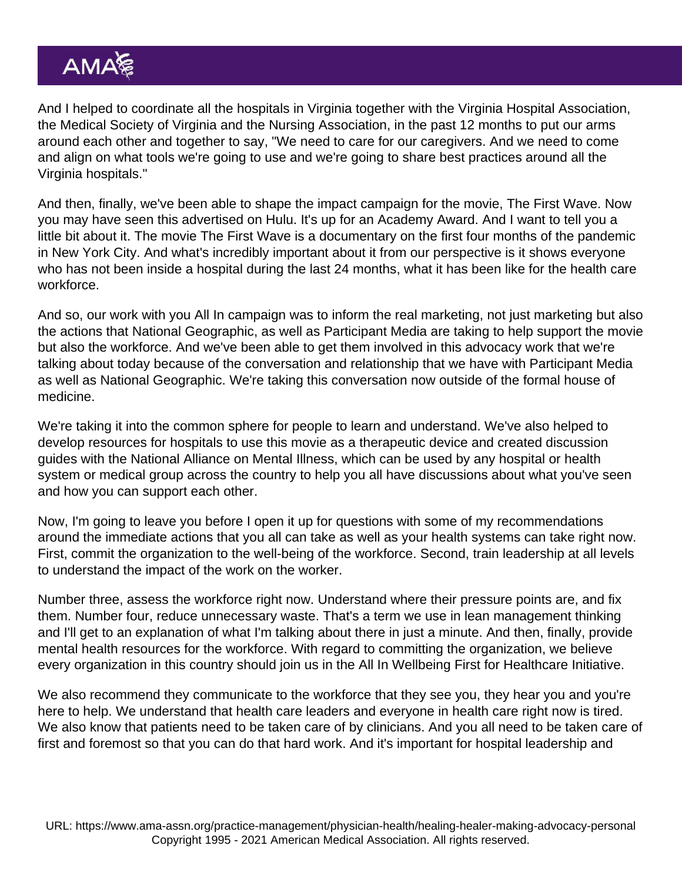And I helped to coordinate all the hospitals in Virginia together with the Virginia Hospital Association, the Medical Society of Virginia and the Nursing Association, in the past 12 months to put our arms around each other and together to say, "We need to care for our caregivers. And we need to come and align on what tools we're going to use and we're going to share best practices around all the Virginia hospitals."

And then, finally, we've been able to shape the impact campaign for the movie, The First Wave. Now you may have seen this advertised on Hulu. It's up for an Academy Award. And I want to tell you a little bit about it. The movie The First Wave is a documentary on the first four months of the pandemic in New York City. And what's incredibly important about it from our perspective is it shows everyone who has not been inside a hospital during the last 24 months, what it has been like for the health care workforce.

And so, our work with you All In campaign was to inform the real marketing, not just marketing but also the actions that National Geographic, as well as Participant Media are taking to help support the movie but also the workforce. And we've been able to get them involved in this advocacy work that we're talking about today because of the conversation and relationship that we have with Participant Media as well as National Geographic. We're taking this conversation now outside of the formal house of medicine.

We're taking it into the common sphere for people to learn and understand. We've also helped to develop resources for hospitals to use this movie as a therapeutic device and created discussion guides with the National Alliance on Mental Illness, which can be used by any hospital or health system or medical group across the country to help you all have discussions about what you've seen and how you can support each other.

Now, I'm going to leave you before I open it up for questions with some of my recommendations around the immediate actions that you all can take as well as your health systems can take right now. First, commit the organization to the well-being of the workforce. Second, train leadership at all levels to understand the impact of the work on the worker.

Number three, assess the workforce right now. Understand where their pressure points are, and fix them. Number four, reduce unnecessary waste. That's a term we use in lean management thinking and I'll get to an explanation of what I'm talking about there in just a minute. And then, finally, provide mental health resources for the workforce. With regard to committing the organization, we believe every organization in this country should join us in the All In Wellbeing First for Healthcare Initiative.

We also recommend they communicate to the workforce that they see you, they hear you and you're here to help. We understand that health care leaders and everyone in health care right now is tired. We also know that patients need to be taken care of by clinicians. And you all need to be taken care of first and foremost so that you can do that hard work. And it's important for hospital leadership and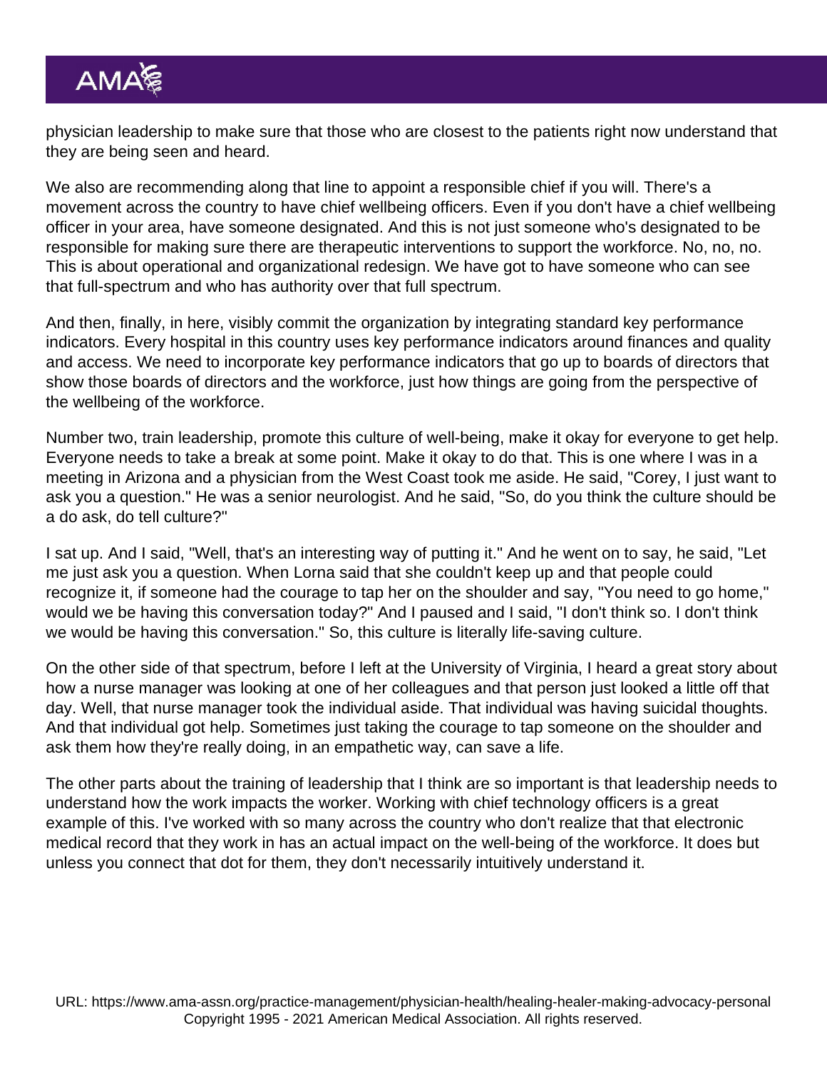physician leadership to make sure that those who are closest to the patients right now understand that they are being seen and heard.

We also are recommending along that line to appoint a responsible chief if you will. There's a movement across the country to have chief wellbeing officers. Even if you don't have a chief wellbeing officer in your area, have someone designated. And this is not just someone who's designated to be responsible for making sure there are therapeutic interventions to support the workforce. No, no, no. This is about operational and organizational redesign. We have got to have someone who can see that full-spectrum and who has authority over that full spectrum.

And then, finally, in here, visibly commit the organization by integrating standard key performance indicators. Every hospital in this country uses key performance indicators around finances and quality and access. We need to incorporate key performance indicators that go up to boards of directors that show those boards of directors and the workforce, just how things are going from the perspective of the wellbeing of the workforce.

Number two, train leadership, promote this culture of well-being, make it okay for everyone to get help. Everyone needs to take a break at some point. Make it okay to do that. This is one where I was in a meeting in Arizona and a physician from the West Coast took me aside. He said, "Corey, I just want to ask you a question." He was a senior neurologist. And he said, "So, do you think the culture should be a do ask, do tell culture?"

I sat up. And I said, "Well, that's an interesting way of putting it." And he went on to say, he said, "Let me just ask you a question. When Lorna said that she couldn't keep up and that people could recognize it, if someone had the courage to tap her on the shoulder and say, "You need to go home," would we be having this conversation today?" And I paused and I said, "I don't think so. I don't think we would be having this conversation." So, this culture is literally life-saving culture.

On the other side of that spectrum, before I left at the University of Virginia, I heard a great story about how a nurse manager was looking at one of her colleagues and that person just looked a little off that day. Well, that nurse manager took the individual aside. That individual was having suicidal thoughts. And that individual got help. Sometimes just taking the courage to tap someone on the shoulder and ask them how they're really doing, in an empathetic way, can save a life.

The other parts about the training of leadership that I think are so important is that leadership needs to understand how the work impacts the worker. Working with chief technology officers is a great example of this. I've worked with so many across the country who don't realize that that electronic medical record that they work in has an actual impact on the well-being of the workforce. It does but unless you connect that dot for them, they don't necessarily intuitively understand it.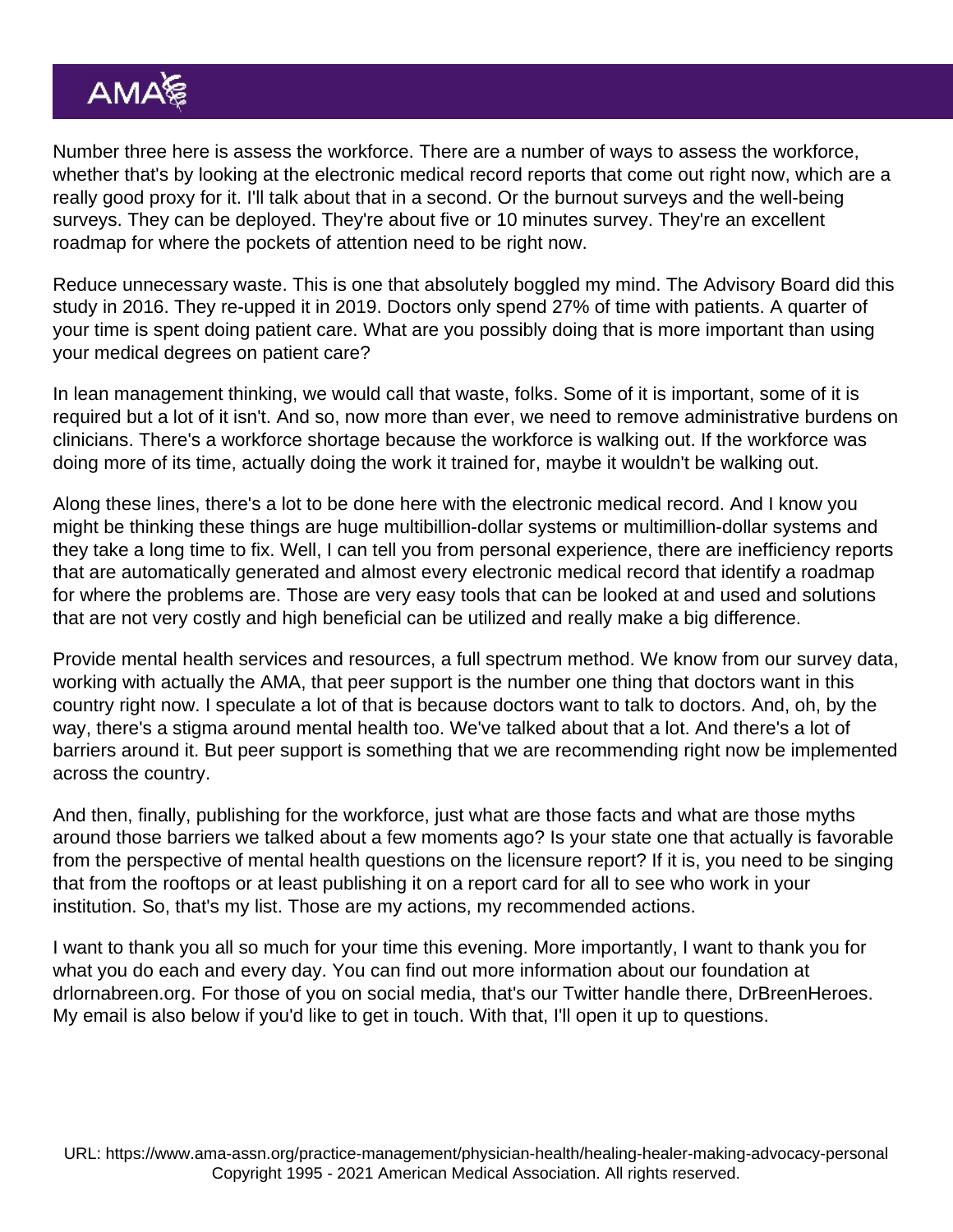Number three here is assess the workforce. There are a number of ways to assess the workforce, whether that's by looking at the electronic medical record reports that come out right now, which are a really good proxy for it. I'll talk about that in a second. Or the burnout surveys and the well-being surveys. They can be deployed. They're about five or 10 minutes survey. They're an excellent roadmap for where the pockets of attention need to be right now.

Reduce unnecessary waste. This is one that absolutely boggled my mind. The Advisory Board did this study in 2016. They re-upped it in 2019. Doctors only spend 27% of time with patients. A quarter of your time is spent doing patient care. What are you possibly doing that is more important than using your medical degrees on patient care?

In lean management thinking, we would call that waste, folks. Some of it is important, some of it is required but a lot of it isn't. And so, now more than ever, we need to remove administrative burdens on clinicians. There's a workforce shortage because the workforce is walking out. If the workforce was doing more of its time, actually doing the work it trained for, maybe it wouldn't be walking out.

Along these lines, there's a lot to be done here with the electronic medical record. And I know you might be thinking these things are huge multibillion-dollar systems or multimillion-dollar systems and they take a long time to fix. Well, I can tell you from personal experience, there are inefficiency reports that are automatically generated and almost every electronic medical record that identify a roadmap for where the problems are. Those are very easy tools that can be looked at and used and solutions that are not very costly and high beneficial can be utilized and really make a big difference.

Provide mental health services and resources, a full spectrum method. We know from our survey data, working with actually the AMA, that peer support is the number one thing that doctors want in this country right now. I speculate a lot of that is because doctors want to talk to doctors. And, oh, by the way, there's a stigma around mental health too. We've talked about that a lot. And there's a lot of barriers around it. But peer support is something that we are recommending right now be implemented across the country.

And then, finally, publishing for the workforce, just what are those facts and what are those myths around those barriers we talked about a few moments ago? Is your state one that actually is favorable from the perspective of mental health questions on the licensure report? If it is, you need to be singing that from the rooftops or at least publishing it on a report card for all to see who work in your institution. So, that's my list. Those are my actions, my recommended actions.

I want to thank you all so much for your time this evening. More importantly, I want to thank you for what you do each and every day. You can find out more information about our foundation at drlornabreen.org. For those of you on social media, that's our Twitter handle there, DrBreenHeroes. My email is also below if you'd like to get in touch. With that, I'll open it up to questions.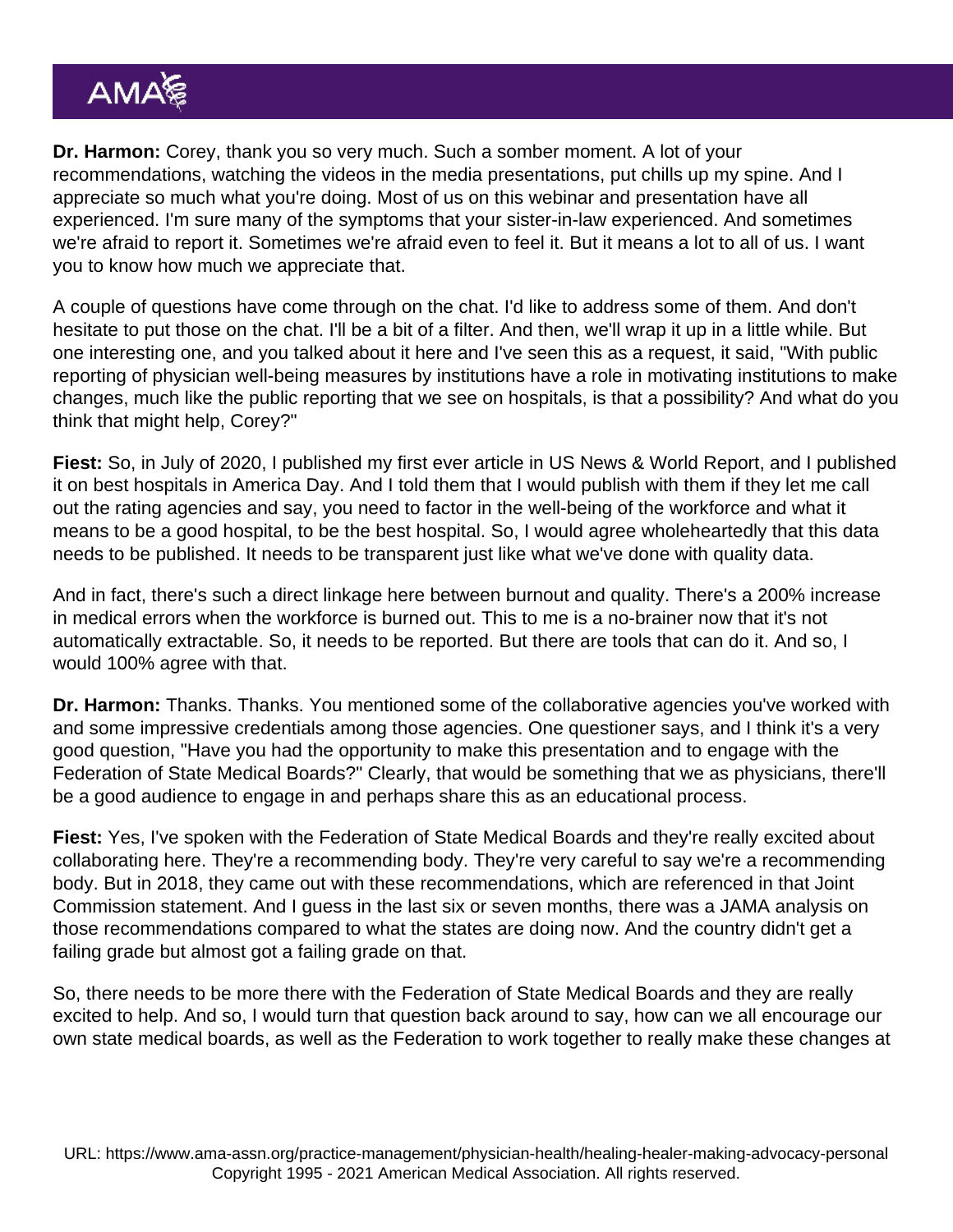**Dr. Harmon:** Corey, thank you so very much. Such a somber moment. A lot of your recommendations, watching the videos in the media presentations, put chills up my spine. And I appreciate so much what you're doing. Most of us on this webinar and presentation have all experienced. I'm sure many of the symptoms that your sister-in-law experienced. And sometimes we're afraid to report it. Sometimes we're afraid even to feel it. But it means a lot to all of us. I want you to know how much we appreciate that.

A couple of questions have come through on the chat. I'd like to address some of them. And don't hesitate to put those on the chat. I'll be a bit of a filter. And then, we'll wrap it up in a little while. But one interesting one, and you talked about it here and I've seen this as a request, it said, "With public reporting of physician well-being measures by institutions have a role in motivating institutions to make changes, much like the public reporting that we see on hospitals, is that a possibility? And what do you think that might help, Corey?"

**Fiest:** So, in July of 2020, I published my first ever article in US News & World Report, and I published it on best hospitals in America Day. And I told them that I would publish with them if they let me call out the rating agencies and say, you need to factor in the well-being of the workforce and what it means to be a good hospital, to be the best hospital. So, I would agree wholeheartedly that this data needs to be published. It needs to be transparent just like what we've done with quality data.

And in fact, there's such a direct linkage here between burnout and quality. There's a 200% increase in medical errors when the workforce is burned out. This to me is a no-brainer now that it's not automatically extractable. So, it needs to be reported. But there are tools that can do it. And so, I would 100% agree with that.

**Dr. Harmon:** Thanks. Thanks. You mentioned some of the collaborative agencies you've worked with and some impressive credentials among those agencies. One questioner says, and I think it's a very good question, "Have you had the opportunity to make this presentation and to engage with the Federation of State Medical Boards?" Clearly, that would be something that we as physicians, there'll be a good audience to engage in and perhaps share this as an educational process.

**Fiest:** Yes, I've spoken with the Federation of State Medical Boards and they're really excited about collaborating here. They're a recommending body. They're very careful to say we're a recommending body. But in 2018, they came out with these recommendations, which are referenced in that Joint Commission statement. And I guess in the last six or seven months, there was a JAMA analysis on those recommendations compared to what the states are doing now. And the country didn't get a failing grade but almost got a failing grade on that.

So, there needs to be more there with the Federation of State Medical Boards and they are really excited to help. And so, I would turn that question back around to say, how can we all encourage our own state medical boards, as well as the Federation to work together to really make these changes at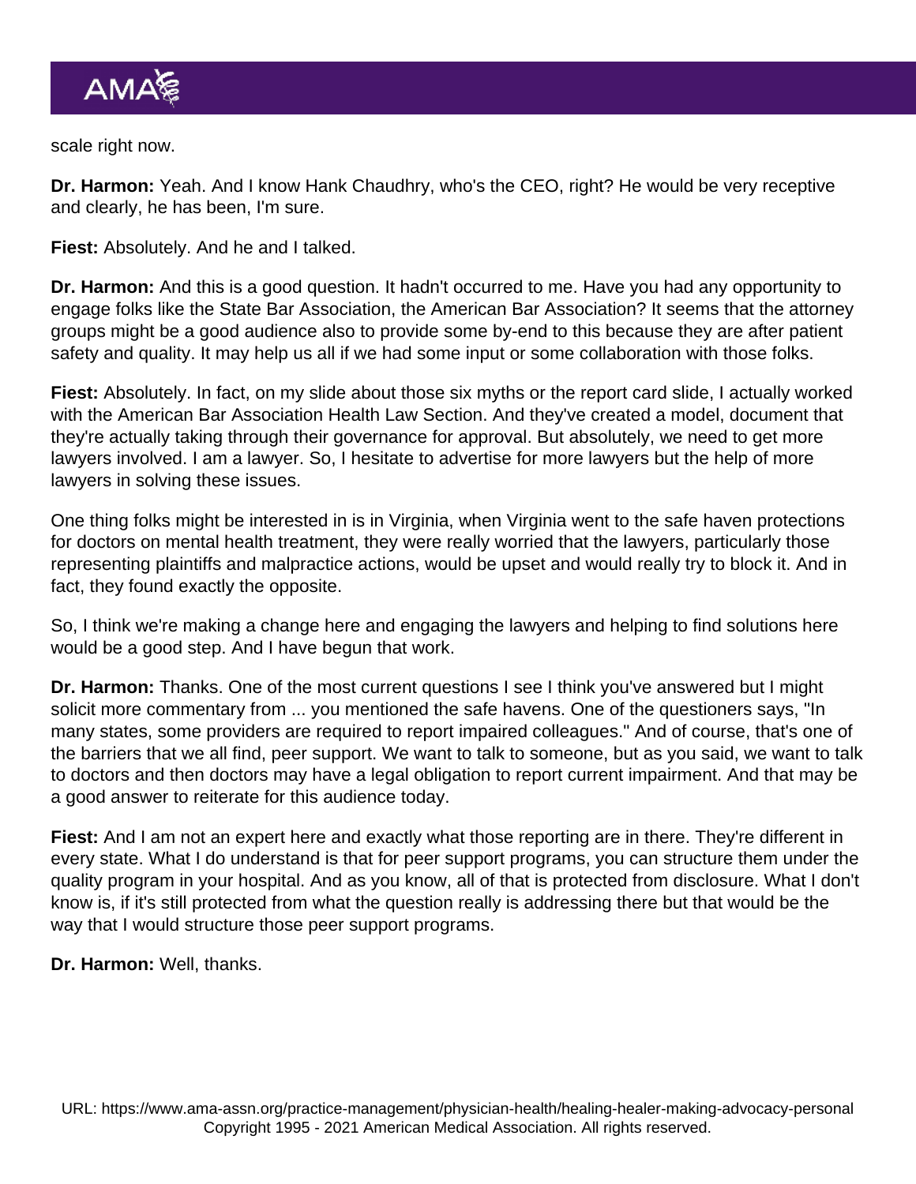scale right now.

**Dr. Harmon:** Yeah. And I know Hank Chaudhry, who's the CEO, right? He would be very receptive and clearly, he has been, I'm sure.

**Fiest:** Absolutely. And he and I talked.

**Dr. Harmon:** And this is a good question. It hadn't occurred to me. Have you had any opportunity to engage folks like the State Bar Association, the American Bar Association? It seems that the attorney groups might be a good audience also to provide some by-end to this because they are after patient safety and quality. It may help us all if we had some input or some collaboration with those folks.

**Fiest:** Absolutely. In fact, on my slide about those six myths or the report card slide, I actually worked with the American Bar Association Health Law Section. And they've created a model, document that they're actually taking through their governance for approval. But absolutely, we need to get more lawyers involved. I am a lawyer. So, I hesitate to advertise for more lawyers but the help of more lawyers in solving these issues.

One thing folks might be interested in is in Virginia, when Virginia went to the safe haven protections for doctors on mental health treatment, they were really worried that the lawyers, particularly those representing plaintiffs and malpractice actions, would be upset and would really try to block it. And in fact, they found exactly the opposite.

So, I think we're making a change here and engaging the lawyers and helping to find solutions here would be a good step. And I have begun that work.

**Dr. Harmon:** Thanks. One of the most current questions I see I think you've answered but I might solicit more commentary from ... you mentioned the safe havens. One of the questioners says, "In many states, some providers are required to report impaired colleagues." And of course, that's one of the barriers that we all find, peer support. We want to talk to someone, but as you said, we want to talk to doctors and then doctors may have a legal obligation to report current impairment. And that may be a good answer to reiterate for this audience today.

**Fiest:** And I am not an expert here and exactly what those reporting are in there. They're different in every state. What I do understand is that for peer support programs, you can structure them under the quality program in your hospital. And as you know, all of that is protected from disclosure. What I don't know is, if it's still protected from what the question really is addressing there but that would be the way that I would structure those peer support programs.

**Dr. Harmon:** Well, thanks.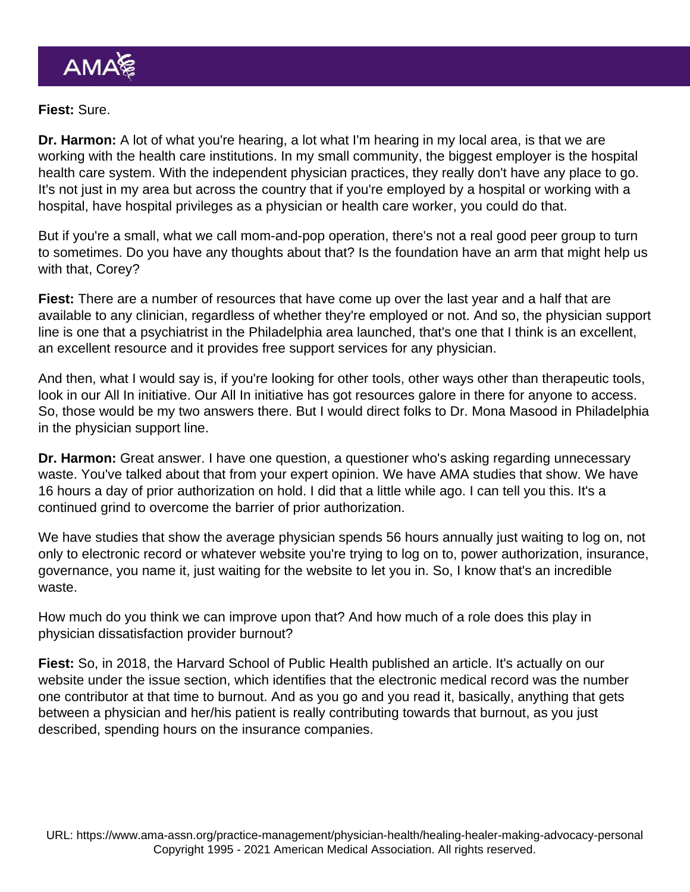**Fiest:** Sure.

**Dr. Harmon:** A lot of what you're hearing, a lot what I'm hearing in my local area, is that we are working with the health care institutions. In my small community, the biggest employer is the hospital health care system. With the independent physician practices, they really don't have any place to go. It's not just in my area but across the country that if you're employed by a hospital or working with a hospital, have hospital privileges as a physician or health care worker, you could do that.

But if you're a small, what we call mom-and-pop operation, there's not a real good peer group to turn to sometimes. Do you have any thoughts about that? Is the foundation have an arm that might help us with that, Corey?

**Fiest:** There are a number of resources that have come up over the last year and a half that are available to any clinician, regardless of whether they're employed or not. And so, the physician support line is one that a psychiatrist in the Philadelphia area launched, that's one that I think is an excellent, an excellent resource and it provides free support services for any physician.

And then, what I would say is, if you're looking for other tools, other ways other than therapeutic tools, look in our All In initiative. Our All In initiative has got resources galore in there for anyone to access. So, those would be my two answers there. But I would direct folks to Dr. Mona Masood in Philadelphia in the physician support line.

**Dr. Harmon:** Great answer. I have one question, a questioner who's asking regarding unnecessary waste. You've talked about that from your expert opinion. We have AMA studies that show. We have 16 hours a day of prior authorization on hold. I did that a little while ago. I can tell you this. It's a continued grind to overcome the barrier of prior authorization.

We have studies that show the average physician spends 56 hours annually just waiting to log on, not only to electronic record or whatever website you're trying to log on to, power authorization, insurance, governance, you name it, just waiting for the website to let you in. So, I know that's an incredible waste.

How much do you think we can improve upon that? And how much of a role does this play in physician dissatisfaction provider burnout?

**Fiest:** So, in 2018, the Harvard School of Public Health published an article. It's actually on our website under the issue section, which identifies that the electronic medical record was the number one contributor at that time to burnout. And as you go and you read it, basically, anything that gets between a physician and her/his patient is really contributing towards that burnout, as you just described, spending hours on the insurance companies.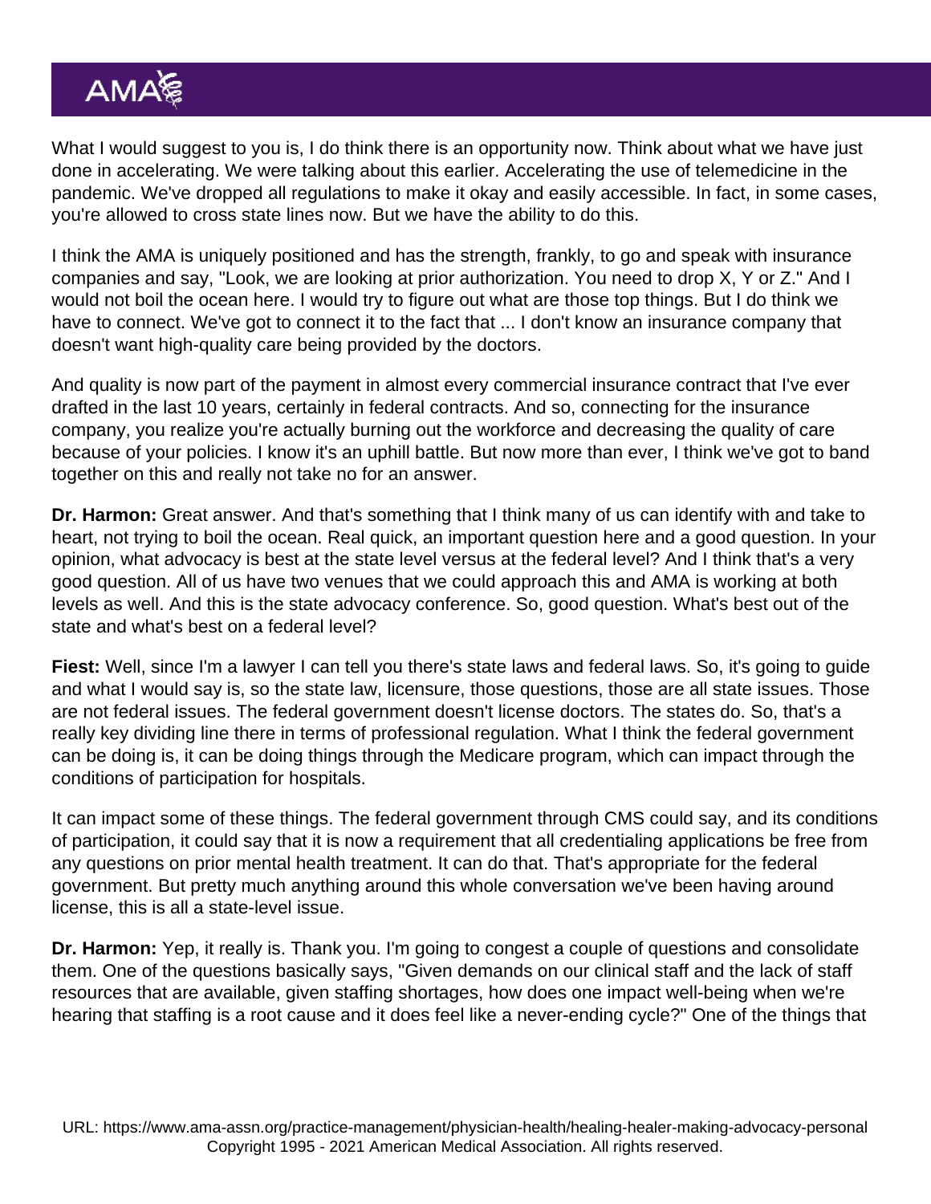What I would suggest to you is, I do think there is an opportunity now. Think about what we have just done in accelerating. We were talking about this earlier. Accelerating the use of telemedicine in the pandemic. We've dropped all regulations to make it okay and easily accessible. In fact, in some cases, you're allowed to cross state lines now. But we have the ability to do this.

I think the AMA is uniquely positioned and has the strength, frankly, to go and speak with insurance companies and say, "Look, we are looking at prior authorization. You need to drop X, Y or Z." And I would not boil the ocean here. I would try to figure out what are those top things. But I do think we have to connect. We've got to connect it to the fact that ... I don't know an insurance company that doesn't want high-quality care being provided by the doctors.

And quality is now part of the payment in almost every commercial insurance contract that I've ever drafted in the last 10 years, certainly in federal contracts. And so, connecting for the insurance company, you realize you're actually burning out the workforce and decreasing the quality of care because of your policies. I know it's an uphill battle. But now more than ever, I think we've got to band together on this and really not take no for an answer.

**Dr. Harmon:** Great answer. And that's something that I think many of us can identify with and take to heart, not trying to boil the ocean. Real quick, an important question here and a good question. In your opinion, what advocacy is best at the state level versus at the federal level? And I think that's a very good question. All of us have two venues that we could approach this and AMA is working at both levels as well. And this is the state advocacy conference. So, good question. What's best out of the state and what's best on a federal level?

**Fiest:** Well, since I'm a lawyer I can tell you there's state laws and federal laws. So, it's going to guide and what I would say is, so the state law, licensure, those questions, those are all state issues. Those are not federal issues. The federal government doesn't license doctors. The states do. So, that's a really key dividing line there in terms of professional regulation. What I think the federal government can be doing is, it can be doing things through the Medicare program, which can impact through the conditions of participation for hospitals.

It can impact some of these things. The federal government through CMS could say, and its conditions of participation, it could say that it is now a requirement that all credentialing applications be free from any questions on prior mental health treatment. It can do that. That's appropriate for the federal government. But pretty much anything around this whole conversation we've been having around license, this is all a state-level issue.

**Dr. Harmon:** Yep, it really is. Thank you. I'm going to congest a couple of questions and consolidate them. One of the questions basically says, "Given demands on our clinical staff and the lack of staff resources that are available, given staffing shortages, how does one impact well-being when we're hearing that staffing is a root cause and it does feel like a never-ending cycle?" One of the things that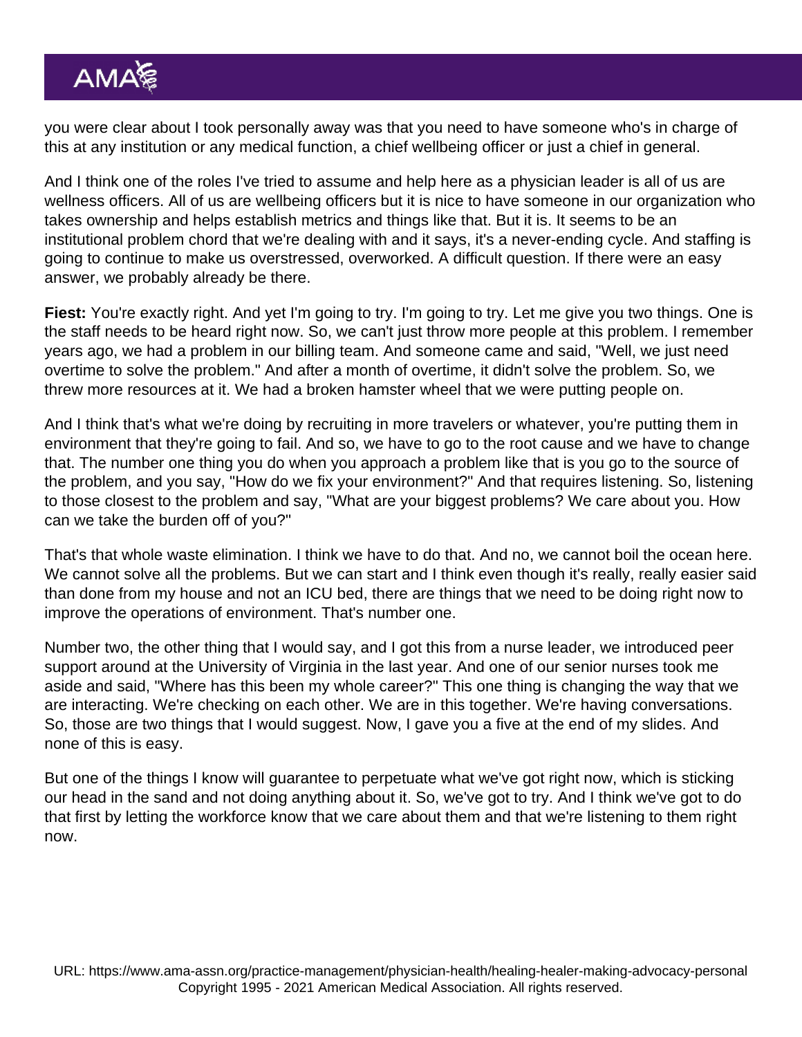you were clear about I took personally away was that you need to have someone who's in charge of this at any institution or any medical function, a chief wellbeing officer or just a chief in general.

And I think one of the roles I've tried to assume and help here as a physician leader is all of us are wellness officers. All of us are wellbeing officers but it is nice to have someone in our organization who takes ownership and helps establish metrics and things like that. But it is. It seems to be an institutional problem chord that we're dealing with and it says, it's a never-ending cycle. And staffing is going to continue to make us overstressed, overworked. A difficult question. If there were an easy answer, we probably already be there.

**Fiest:** You're exactly right. And yet I'm going to try. I'm going to try. Let me give you two things. One is the staff needs to be heard right now. So, we can't just throw more people at this problem. I remember years ago, we had a problem in our billing team. And someone came and said, "Well, we just need overtime to solve the problem." And after a month of overtime, it didn't solve the problem. So, we threw more resources at it. We had a broken hamster wheel that we were putting people on.

And I think that's what we're doing by recruiting in more travelers or whatever, you're putting them in environment that they're going to fail. And so, we have to go to the root cause and we have to change that. The number one thing you do when you approach a problem like that is you go to the source of the problem, and you say, "How do we fix your environment?" And that requires listening. So, listening to those closest to the problem and say, "What are your biggest problems? We care about you. How can we take the burden off of you?"

That's that whole waste elimination. I think we have to do that. And no, we cannot boil the ocean here. We cannot solve all the problems. But we can start and I think even though it's really, really easier said than done from my house and not an ICU bed, there are things that we need to be doing right now to improve the operations of environment. That's number one.

Number two, the other thing that I would say, and I got this from a nurse leader, we introduced peer support around at the University of Virginia in the last year. And one of our senior nurses took me aside and said, "Where has this been my whole career?" This one thing is changing the way that we are interacting. We're checking on each other. We are in this together. We're having conversations. So, those are two things that I would suggest. Now, I gave you a five at the end of my slides. And none of this is easy.

But one of the things I know will guarantee to perpetuate what we've got right now, which is sticking our head in the sand and not doing anything about it. So, we've got to try. And I think we've got to do that first by letting the workforce know that we care about them and that we're listening to them right now.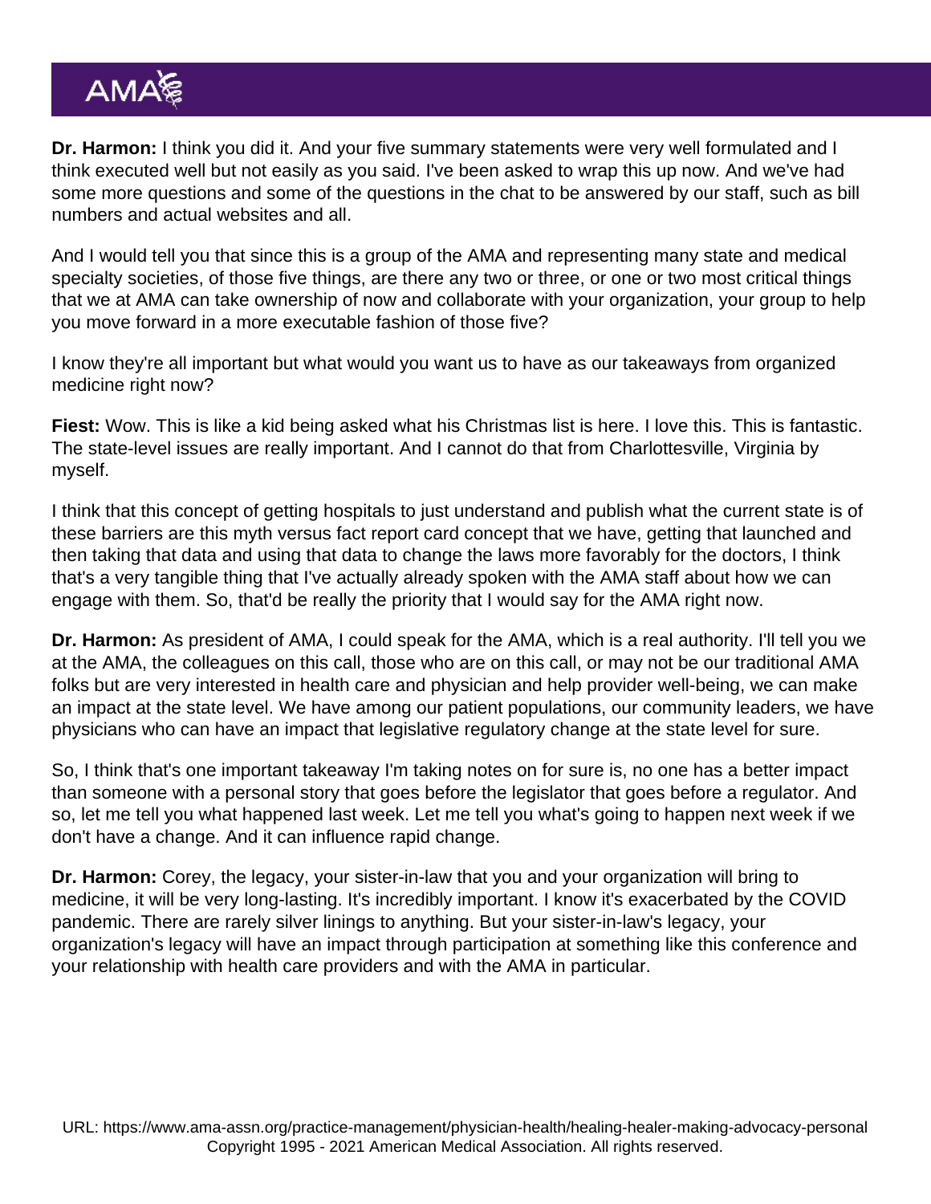**Dr. Harmon:** I think you did it. And your five summary statements were very well formulated and I think executed well but not easily as you said. I've been asked to wrap this up now. And we've had some more questions and some of the questions in the chat to be answered by our staff, such as bill numbers and actual websites and all.

And I would tell you that since this is a group of the AMA and representing many state and medical specialty societies, of those five things, are there any two or three, or one or two most critical things that we at AMA can take ownership of now and collaborate with your organization, your group to help you move forward in a more executable fashion of those five?

I know they're all important but what would you want us to have as our takeaways from organized medicine right now?

**Fiest:** Wow. This is like a kid being asked what his Christmas list is here. I love this. This is fantastic. The state-level issues are really important. And I cannot do that from Charlottesville, Virginia by myself.

I think that this concept of getting hospitals to just understand and publish what the current state is of these barriers are this myth versus fact report card concept that we have, getting that launched and then taking that data and using that data to change the laws more favorably for the doctors, I think that's a very tangible thing that I've actually already spoken with the AMA staff about how we can engage with them. So, that'd be really the priority that I would say for the AMA right now.

**Dr. Harmon:** As president of AMA, I could speak for the AMA, which is a real authority. I'll tell you we at the AMA, the colleagues on this call, those who are on this call, or may not be our traditional AMA folks but are very interested in health care and physician and help provider well-being, we can make an impact at the state level. We have among our patient populations, our community leaders, we have physicians who can have an impact that legislative regulatory change at the state level for sure.

So, I think that's one important takeaway I'm taking notes on for sure is, no one has a better impact than someone with a personal story that goes before the legislator that goes before a regulator. And so, let me tell you what happened last week. Let me tell you what's going to happen next week if we don't have a change. And it can influence rapid change.

**Dr. Harmon:** Corey, the legacy, your sister-in-law that you and your organization will bring to medicine, it will be very long-lasting. It's incredibly important. I know it's exacerbated by the COVID pandemic. There are rarely silver linings to anything. But your sister-in-law's legacy, your organization's legacy will have an impact through participation at something like this conference and your relationship with health care providers and with the AMA in particular.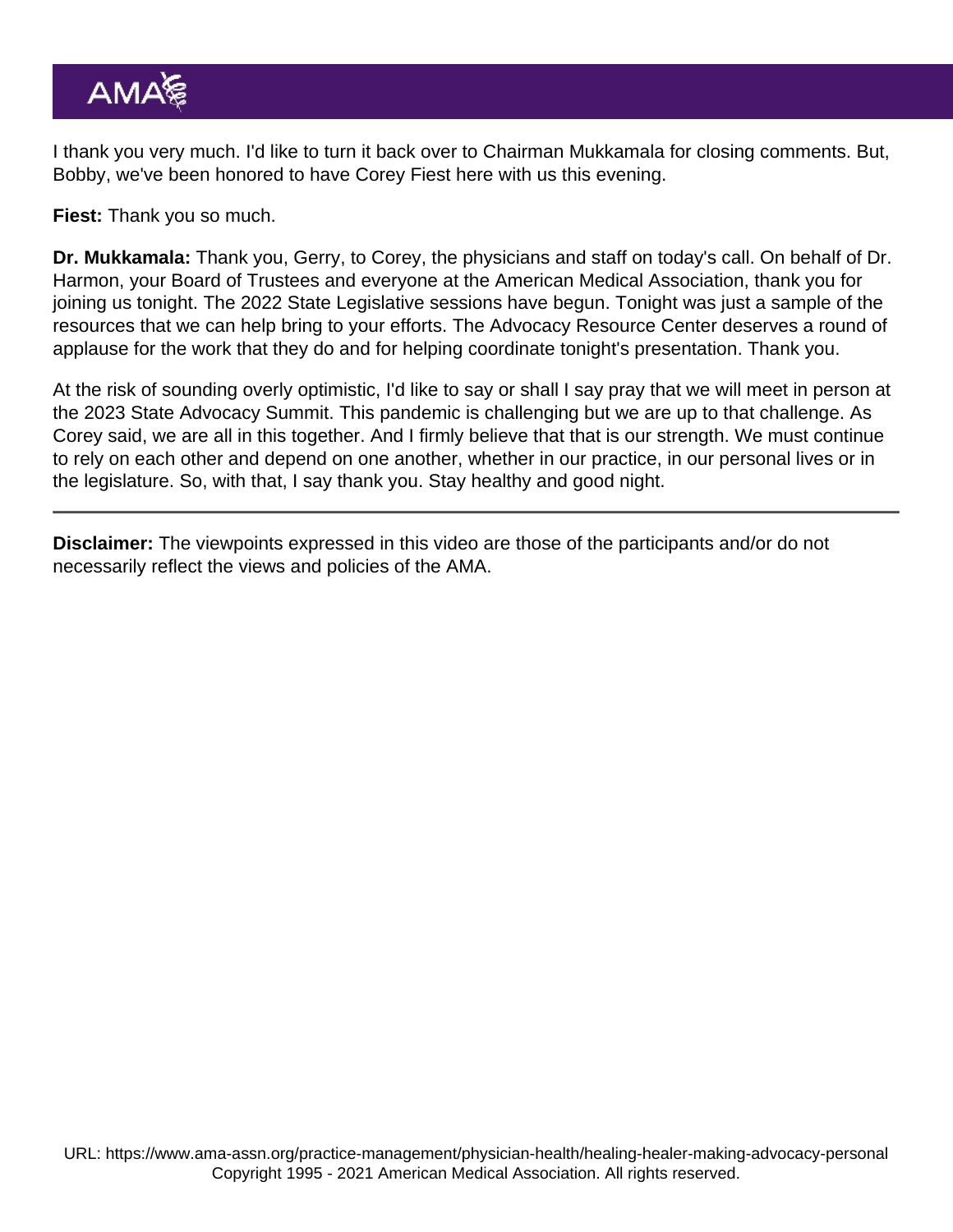I thank you very much. I'd like to turn it back over to Chairman Mukkamala for closing comments. But, Bobby, we've been honored to have Corey Fiest here with us this evening.

**Fiest:** Thank you so much.

**Dr. Mukkamala:** Thank you, Gerry, to Corey, the physicians and staff on today's call. On behalf of Dr. Harmon, your Board of Trustees and everyone at the American Medical Association, thank you for joining us tonight. The 2022 State Legislative sessions have begun. Tonight was just a sample of the resources that we can help bring to your efforts. The Advocacy Resource Center deserves a round of applause for the work that they do and for helping coordinate tonight's presentation. Thank you.

At the risk of sounding overly optimistic, I'd like to say or shall I say pray that we will meet in person at the 2023 State Advocacy Summit. This pandemic is challenging but we are up to that challenge. As Corey said, we are all in this together. And I firmly believe that that is our strength. We must continue to rely on each other and depend on one another, whether in our practice, in our personal lives or in the legislature. So, with that, I say thank you. Stay healthy and good night.

---

**Disclaimer:** The viewpoints expressed in this video are those of the participants and/or do not necessarily reflect the views and policies of the AMA.